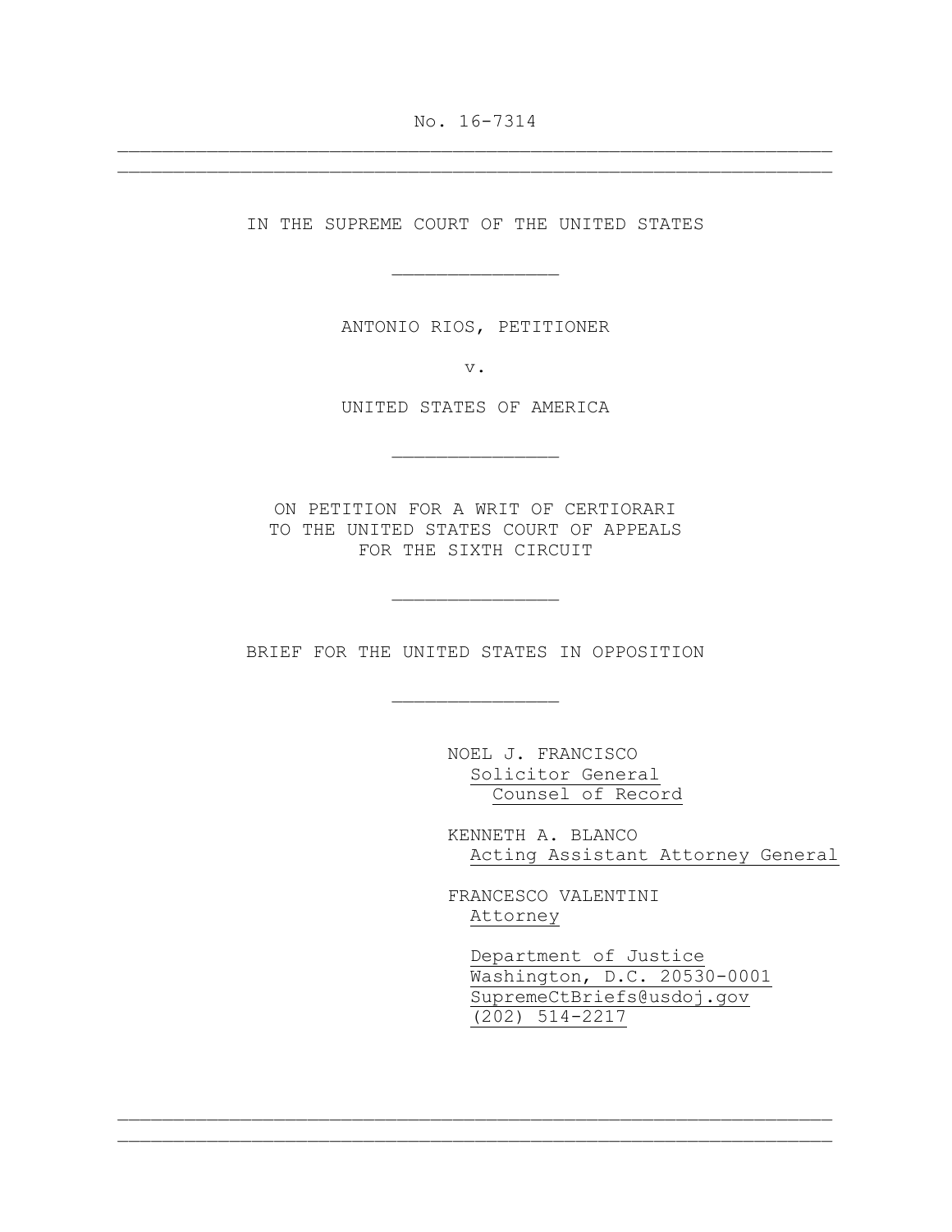No. 16-7314

---

IN THE SUPREME COURT OF THE UNITED STATES

---

ANTONIO RIOS, PETITIONER

v.

UNITED STATES OF AMERICA

---

ON PETITION FOR A WRIT OF CERTIORARI
TO THE UNITED STATES COURT OF APPEALS
FOR THE SIXTH CIRCUIT

---

BRIEF FOR THE UNITED STATES IN OPPOSITION

---

NOEL J. FRANCISCO
Solicitor General
Counsel of Record

KENNETH A. BLANCO
Acting Assistant Attorney General

FRANCESCO VALENTINI
Attorney

Department of Justice
Washington, D.C. 20530-0001
SupremeCtBriefs@usdoj.gov
(202) 514-2217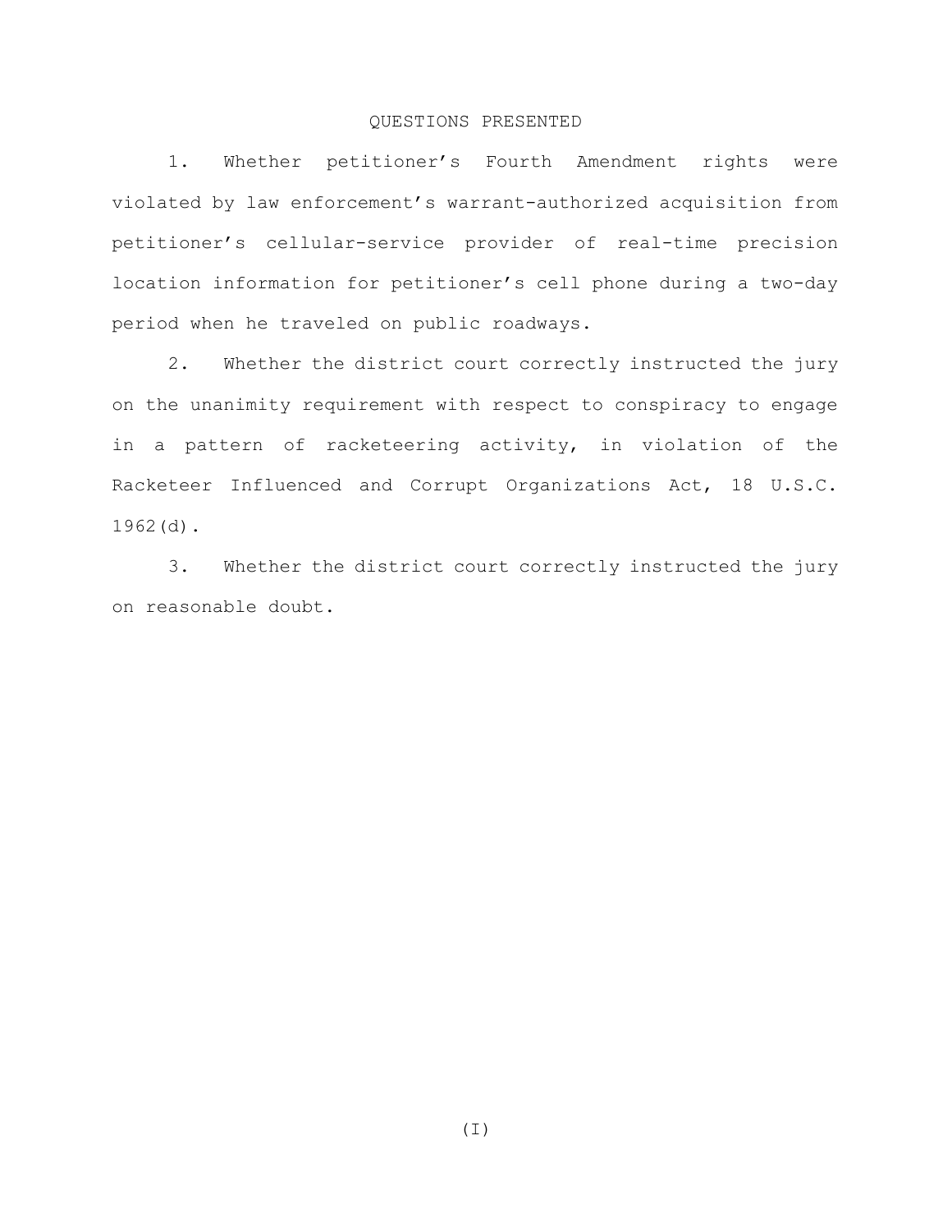# QUESTIONS PRESENTED

1. Whether petitioner's Fourth Amendment rights were violated by law enforcement's warrant-authorized acquisition from petitioner's cellular-service provider of real-time precision location information for petitioner's cell phone during a two-day period when he traveled on public roadways.

2. Whether the district court correctly instructed the jury on the unanimity requirement with respect to conspiracy to engage in a pattern of racketeering activity, in violation of the Racketeer Influenced and Corrupt Organizations Act, 18 U.S.C. 1962(d).

3. Whether the district court correctly instructed the jury on reasonable doubt.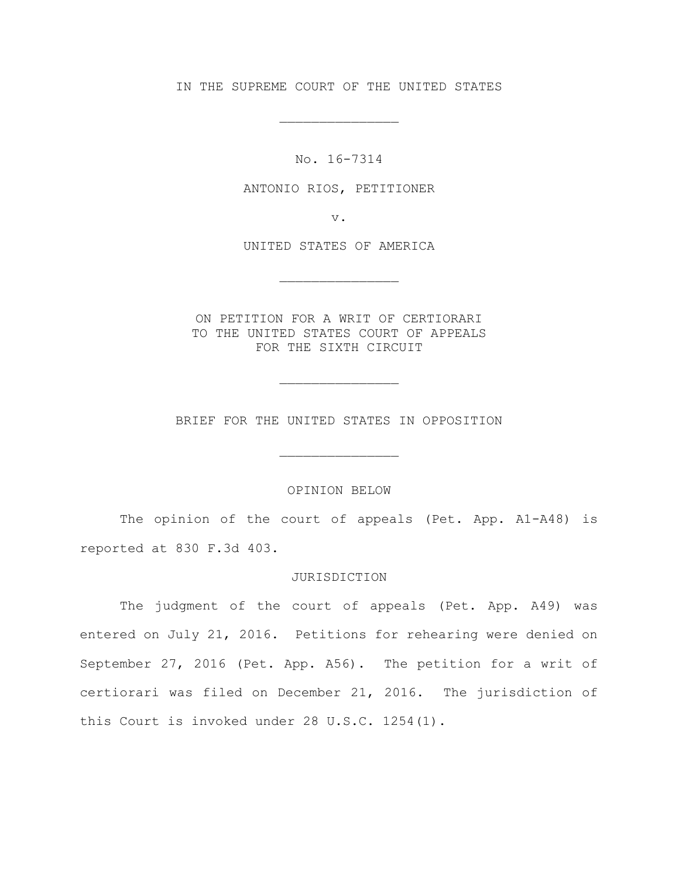IN THE SUPREME COURT OF THE UNITED STATES

---

No. 16-7314

ANTONIO RIOS, PETITIONER

v.

UNITED STATES OF AMERICA

---

ON PETITION FOR A WRIT OF CERTIORARI
TO THE UNITED STATES COURT OF APPEALS
FOR THE SIXTH CIRCUIT

---

BRIEF FOR THE UNITED STATES IN OPPOSITION

---

OPINION BELOW

The opinion of the court of appeals (Pet. App. A1-A48) is reported at 830 F.3d 403.

JURISDICTION

The judgment of the court of appeals (Pet. App. A49) was entered on July 21, 2016. Petitions for rehearing were denied on September 27, 2016 (Pet. App. A56). The petition for a writ of certiorari was filed on December 21, 2016. The jurisdiction of this Court is invoked under 28 U.S.C. 1254(1).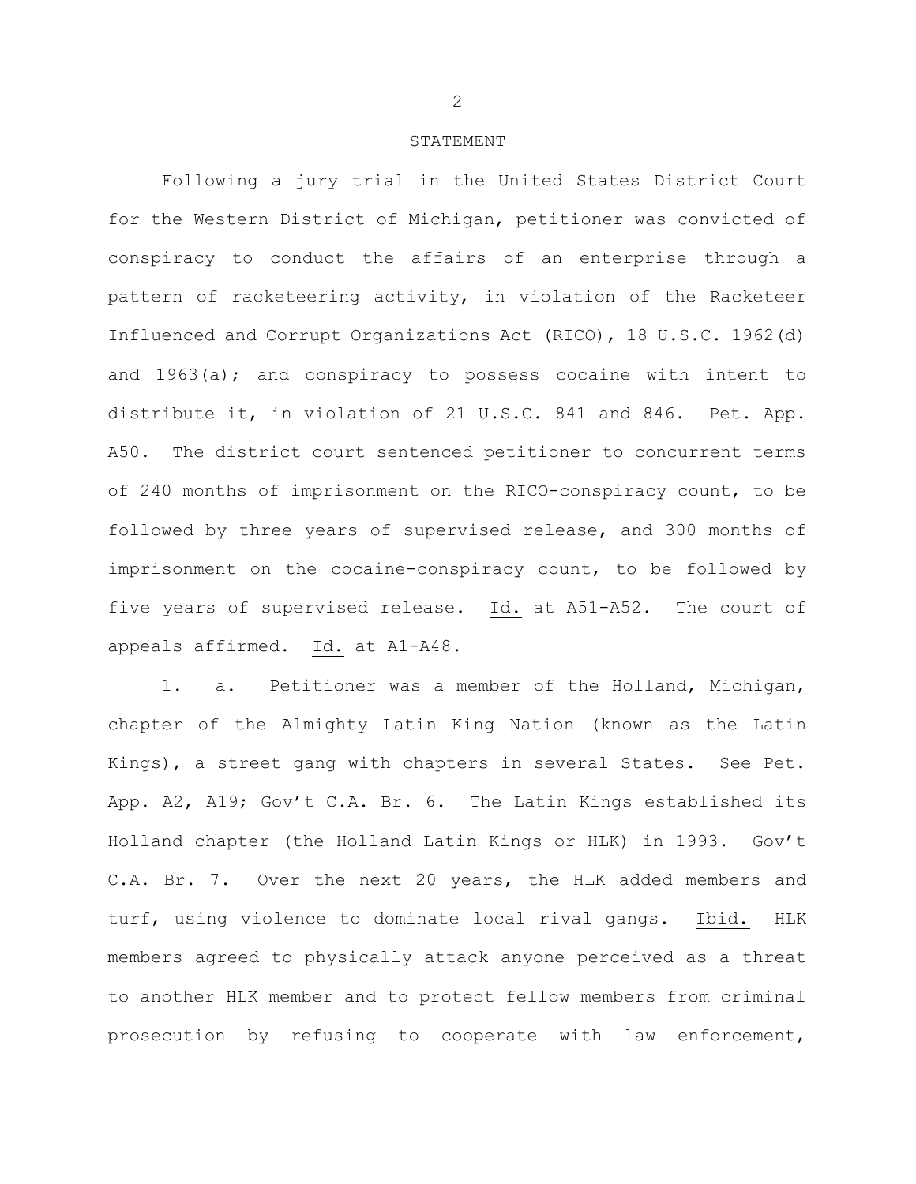## STATEMENT

Following a jury trial in the United States District Court for the Western District of Michigan, petitioner was convicted of conspiracy to conduct the affairs of an enterprise through a pattern of racketeering activity, in violation of the Racketeer Influenced and Corrupt Organizations Act (RICO), 18 U.S.C. 1962(d) and 1963(a); and conspiracy to possess cocaine with intent to distribute it, in violation of 21 U.S.C. 841 and 846. Pet. App. A50. The district court sentenced petitioner to concurrent terms of 240 months of imprisonment on the RICO-conspiracy count, to be followed by three years of supervised release, and 300 months of imprisonment on the cocaine-conspiracy count, to be followed by five years of supervised release. Id. at A51-A52. The court of appeals affirmed. Id. at A1-A48.

1. a. Petitioner was a member of the Holland, Michigan, chapter of the Almighty Latin King Nation (known as the Latin Kings), a street gang with chapters in several States. See Pet. App. A2, A19; Gov't C.A. Br. 6. The Latin Kings established its Holland chapter (the Holland Latin Kings or HLK) in 1993. Gov't C.A. Br. 7. Over the next 20 years, the HLK added members and turf, using violence to dominate local rival gangs. Ibid. HLK members agreed to physically attack anyone perceived as a threat to another HLK member and to protect fellow members from criminal prosecution by refusing to cooperate with law enforcement,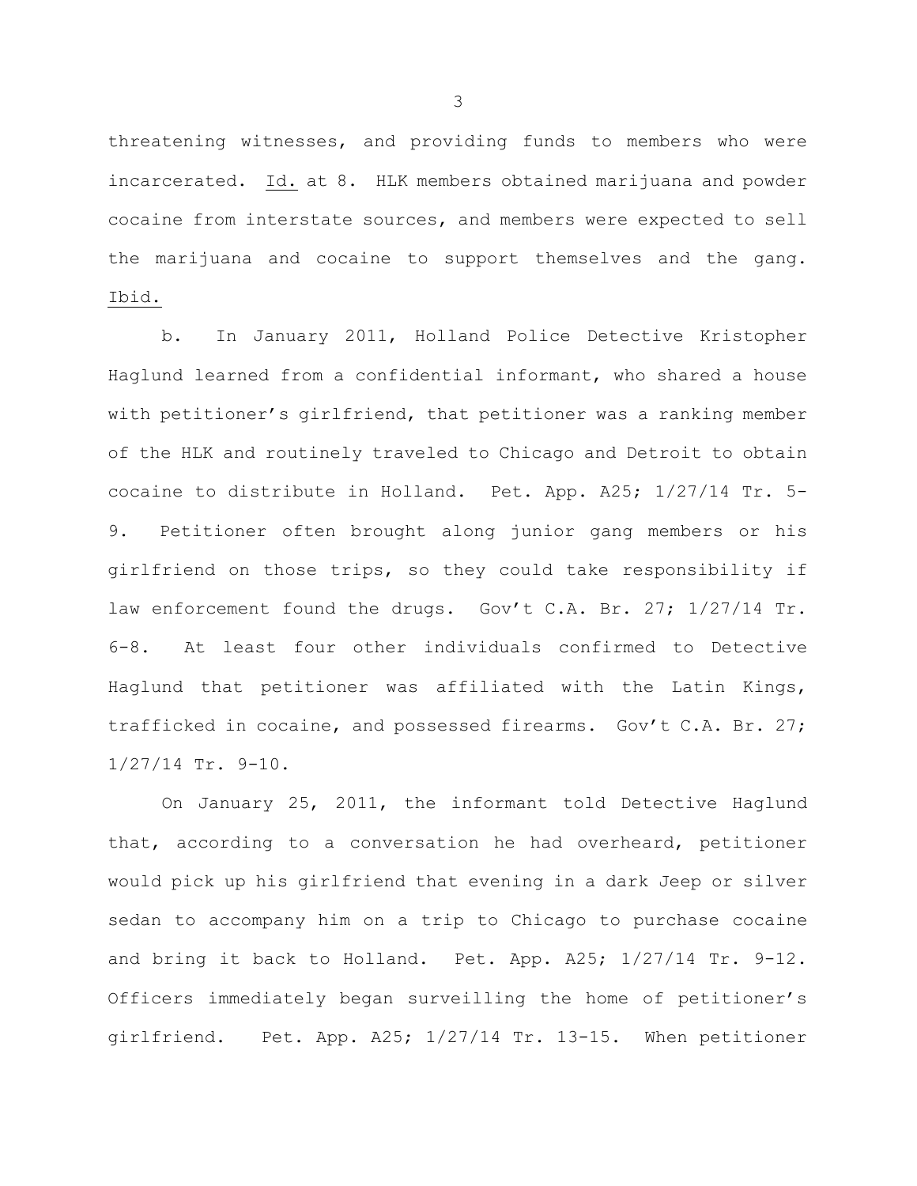threatening witnesses, and providing funds to members who were incarcerated. Id. at 8. HLK members obtained marijuana and powder cocaine from interstate sources, and members were expected to sell the marijuana and cocaine to support themselves and the gang. Ibid.

b. In January 2011, Holland Police Detective Kristopher Haglund learned from a confidential informant, who shared a house with petitioner's girlfriend, that petitioner was a ranking member of the HLK and routinely traveled to Chicago and Detroit to obtain cocaine to distribute in Holland. Pet. App. A25; 1/27/14 Tr. 5-9. Petitioner often brought along junior gang members or his girlfriend on those trips, so they could take responsibility if law enforcement found the drugs. Gov't C.A. Br. 27; 1/27/14 Tr. 6-8. At least four other individuals confirmed to Detective Haglund that petitioner was affiliated with the Latin Kings, trafficked in cocaine, and possessed firearms. Gov't C.A. Br. 27; 1/27/14 Tr. 9-10.

On January 25, 2011, the informant told Detective Haglund that, according to a conversation he had overheard, petitioner would pick up his girlfriend that evening in a dark Jeep or silver sedan to accompany him on a trip to Chicago to purchase cocaine and bring it back to Holland. Pet. App. A25; 1/27/14 Tr. 9-12. Officers immediately began surveilling the home of petitioner's girlfriend. Pet. App. A25; 1/27/14 Tr. 13-15. When petitioner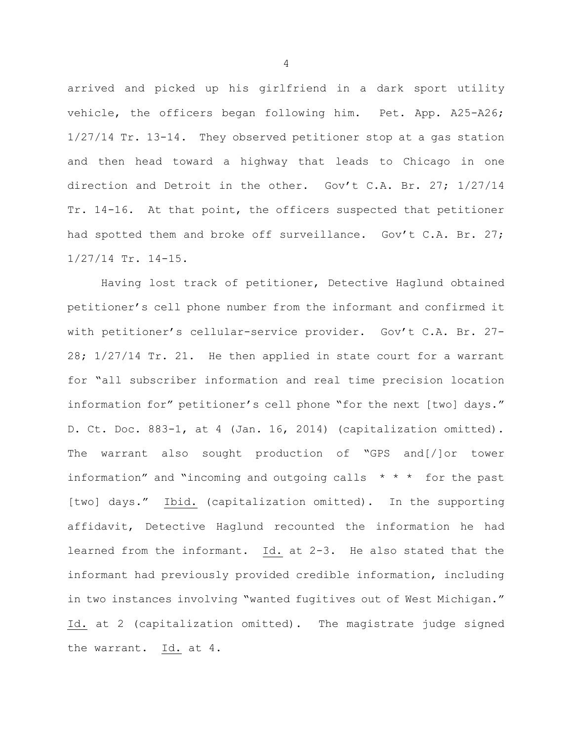arrived and picked up his girlfriend in a dark sport utility vehicle, the officers began following him. Pet. App. A25-A26; 1/27/14 Tr. 13-14. They observed petitioner stop at a gas station and then head toward a highway that leads to Chicago in one direction and Detroit in the other. Gov't C.A. Br. 27; 1/27/14 Tr. 14-16. At that point, the officers suspected that petitioner had spotted them and broke off surveillance. Gov't C.A. Br. 27; 1/27/14 Tr. 14-15.

Having lost track of petitioner, Detective Haglund obtained petitioner's cell phone number from the informant and confirmed it with petitioner's cellular-service provider. Gov't C.A. Br. 27-28; 1/27/14 Tr. 21. He then applied in state court for a warrant for "all subscriber information and real time precision location information for" petitioner's cell phone "for the next [two] days." D. Ct. Doc. 883-1, at 4 (Jan. 16, 2014) (capitalization omitted). The warrant also sought production of "GPS and[/]or tower information" and "incoming and outgoing calls * * * for the past [two] days." Ibid. (capitalization omitted). In the supporting affidavit, Detective Haglund recounted the information he had learned from the informant. Id. at 2-3. He also stated that the informant had previously provided credible information, including in two instances involving "wanted fugitives out of West Michigan." Id. at 2 (capitalization omitted). The magistrate judge signed the warrant. Id. at 4.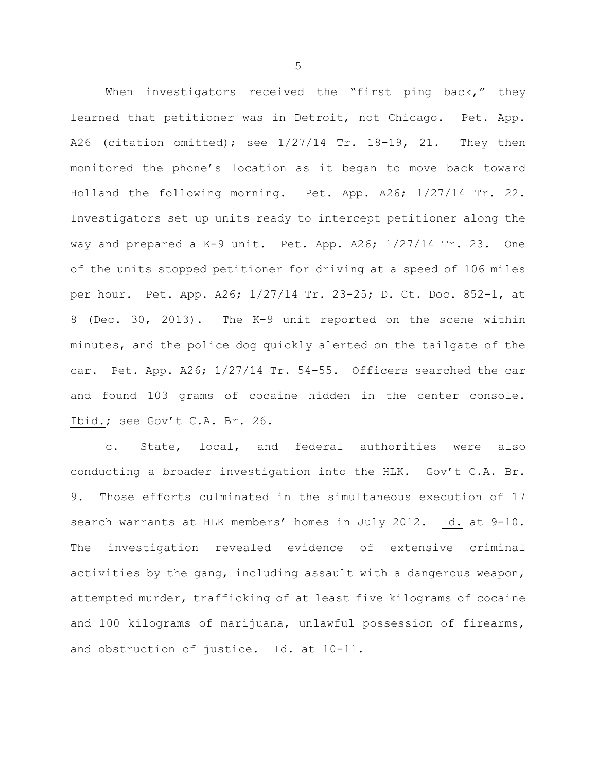When investigators received the "first ping back," they learned that petitioner was in Detroit, not Chicago. Pet. App. A26 (citation omitted); see 1/27/14 Tr. 18-19, 21. They then monitored the phone's location as it began to move back toward Holland the following morning. Pet. App. A26; 1/27/14 Tr. 22. Investigators set up units ready to intercept petitioner along the way and prepared a K-9 unit. Pet. App. A26; 1/27/14 Tr. 23. One of the units stopped petitioner for driving at a speed of 106 miles per hour. Pet. App. A26; 1/27/14 Tr. 23-25; D. Ct. Doc. 852-1, at 8 (Dec. 30, 2013). The K-9 unit reported on the scene within minutes, and the police dog quickly alerted on the tailgate of the car. Pet. App. A26; 1/27/14 Tr. 54-55. Officers searched the car and found 103 grams of cocaine hidden in the center console. Ibid.; see Gov't C.A. Br. 26.

c. State, local, and federal authorities were also conducting a broader investigation into the HLK. Gov't C.A. Br. 9. Those efforts culminated in the simultaneous execution of 17 search warrants at HLK members' homes in July 2012. Id. at 9-10. The investigation revealed evidence of extensive criminal activities by the gang, including assault with a dangerous weapon, attempted murder, trafficking of at least five kilograms of cocaine and 100 kilograms of marijuana, unlawful possession of firearms, and obstruction of justice. Id. at 10-11.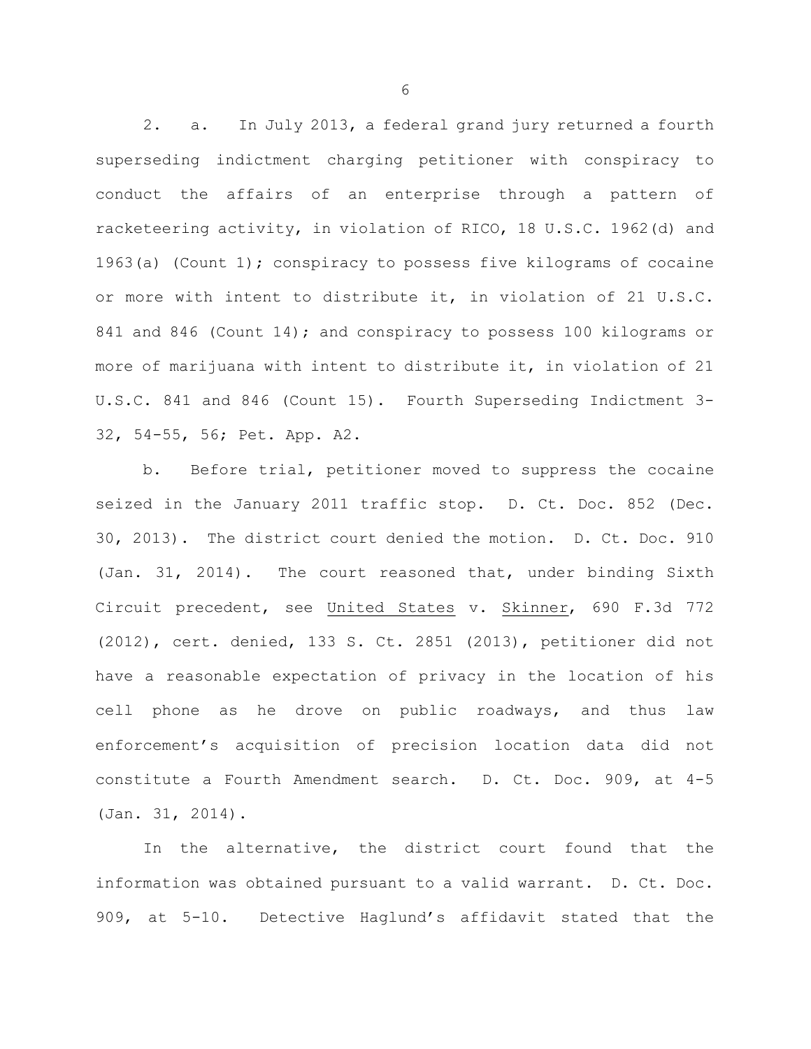2. a. In July 2013, a federal grand jury returned a fourth superseding indictment charging petitioner with conspiracy to conduct the affairs of an enterprise through a pattern of racketeering activity, in violation of RICO, 18 U.S.C. 1962(d) and 1963(a) (Count 1); conspiracy to possess five kilograms of cocaine or more with intent to distribute it, in violation of 21 U.S.C. 841 and 846 (Count 14); and conspiracy to possess 100 kilograms or more of marijuana with intent to distribute it, in violation of 21 U.S.C. 841 and 846 (Count 15). Fourth Superseding Indictment 3-32, 54-55, 56; Pet. App. A2.

b. Before trial, petitioner moved to suppress the cocaine seized in the January 2011 traffic stop. D. Ct. Doc. 852 (Dec. 30, 2013). The district court denied the motion. D. Ct. Doc. 910 (Jan. 31, 2014). The court reasoned that, under binding Sixth Circuit precedent, see United States v. Skinner, 690 F.3d 772 (2012), cert. denied, 133 S. Ct. 2851 (2013), petitioner did not have a reasonable expectation of privacy in the location of his cell phone as he drove on public roadways, and thus law enforcement's acquisition of precision location data did not constitute a Fourth Amendment search. D. Ct. Doc. 909, at 4-5 (Jan. 31, 2014).

In the alternative, the district court found that the information was obtained pursuant to a valid warrant. D. Ct. Doc. 909, at 5-10. Detective Haglund's affidavit stated that the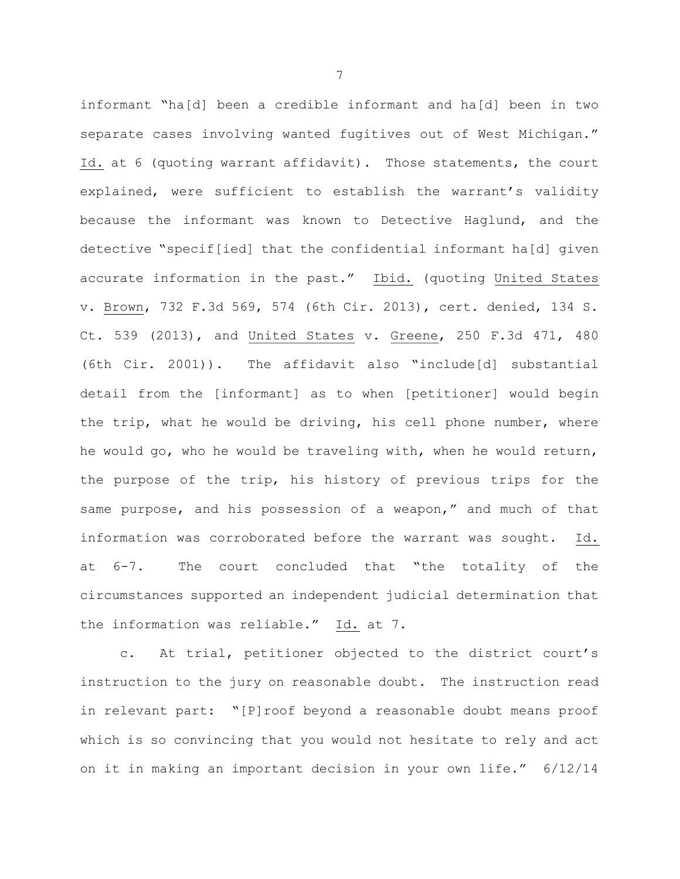informant "ha[d] been a credible informant and ha[d] been in two separate cases involving wanted fugitives out of West Michigan." Id. at 6 (quoting warrant affidavit). Those statements, the court explained, were sufficient to establish the warrant's validity because the informant was known to Detective Haglund, and the detective "specif[ied] that the confidential informant ha[d] given accurate information in the past." Ibid. (quoting United States v. Brown, 732 F.3d 569, 574 (6th Cir. 2013), cert. denied, 134 S. Ct. 539 (2013), and United States v. Greene, 250 F.3d 471, 480 (6th Cir. 2001)). The affidavit also "include[d] substantial detail from the [informant] as to when [petitioner] would begin the trip, what he would be driving, his cell phone number, where he would go, who he would be traveling with, when he would return, the purpose of the trip, his history of previous trips for the same purpose, and his possession of a weapon," and much of that information was corroborated before the warrant was sought. Id. at 6-7. The court concluded that "the totality of the circumstances supported an independent judicial determination that the information was reliable." Id. at 7.

c. At trial, petitioner objected to the district court's instruction to the jury on reasonable doubt. The instruction read in relevant part: "[P]roof beyond a reasonable doubt means proof which is so convincing that you would not hesitate to rely and act on it in making an important decision in your own life." 6/12/14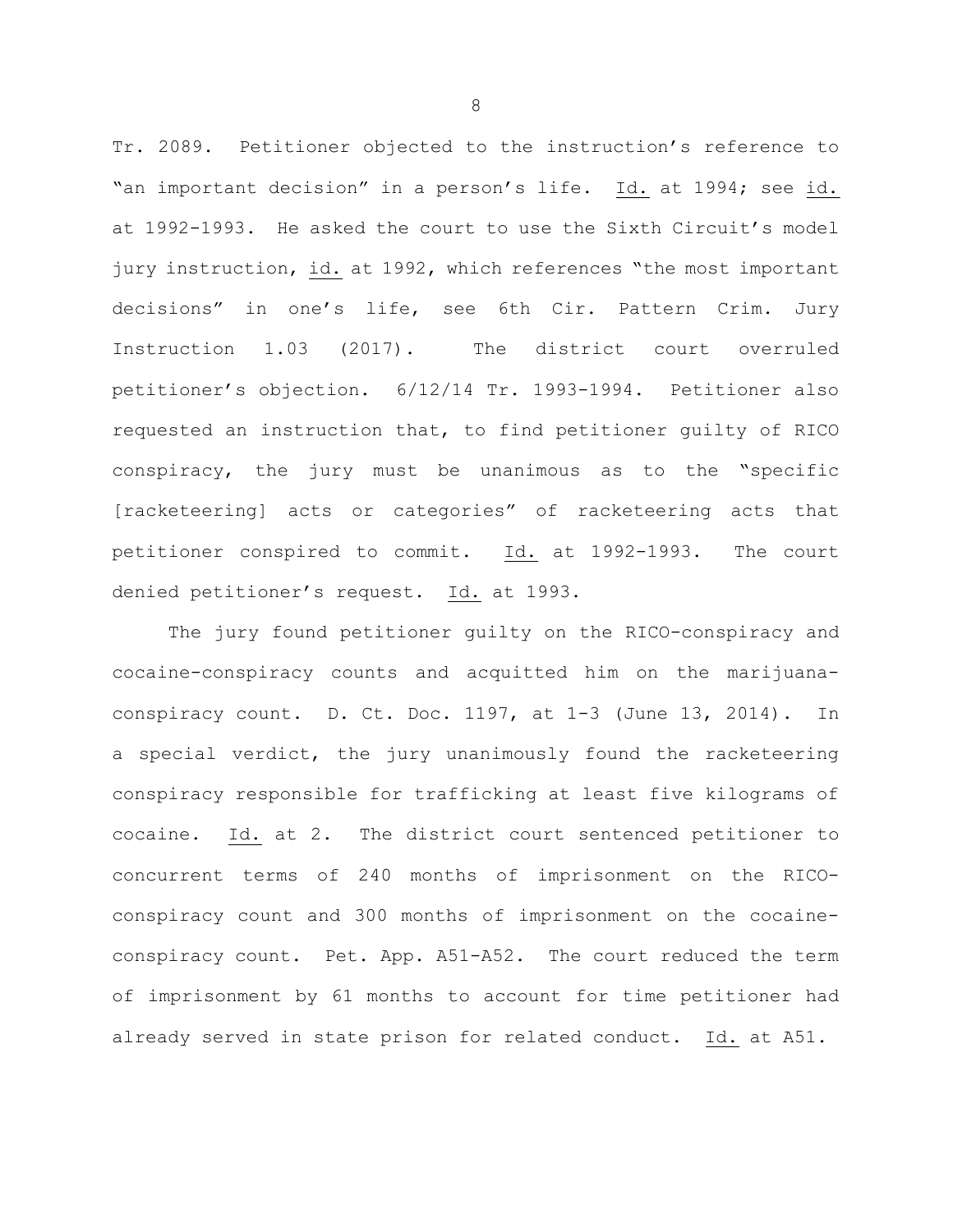Tr. 2089. Petitioner objected to the instruction's reference to "an important decision" in a person's life. Id. at 1994; see id. at 1992-1993. He asked the court to use the Sixth Circuit's model jury instruction, id. at 1992, which references "the most important decisions" in one's life, see 6th Cir. Pattern Crim. Jury Instruction 1.03 (2017). The district court overruled petitioner's objection. 6/12/14 Tr. 1993-1994. Petitioner also requested an instruction that, to find petitioner guilty of RICO conspiracy, the jury must be unanimous as to the "specific [racketeering] acts or categories" of racketeering acts that petitioner conspired to commit. Id. at 1992-1993. The court denied petitioner's request. Id. at 1993.

The jury found petitioner guilty on the RICO-conspiracy and cocaine-conspiracy counts and acquitted him on the marijuana-conspiracy count. D. Ct. Doc. 1197, at 1-3 (June 13, 2014). In a special verdict, the jury unanimously found the racketeering conspiracy responsible for trafficking at least five kilograms of cocaine. Id. at 2. The district court sentenced petitioner to concurrent terms of 240 months of imprisonment on the RICO-conspiracy count and 300 months of imprisonment on the cocaine-conspiracy count. Pet. App. A51-A52. The court reduced the term of imprisonment by 61 months to account for time petitioner had already served in state prison for related conduct. Id. at A51.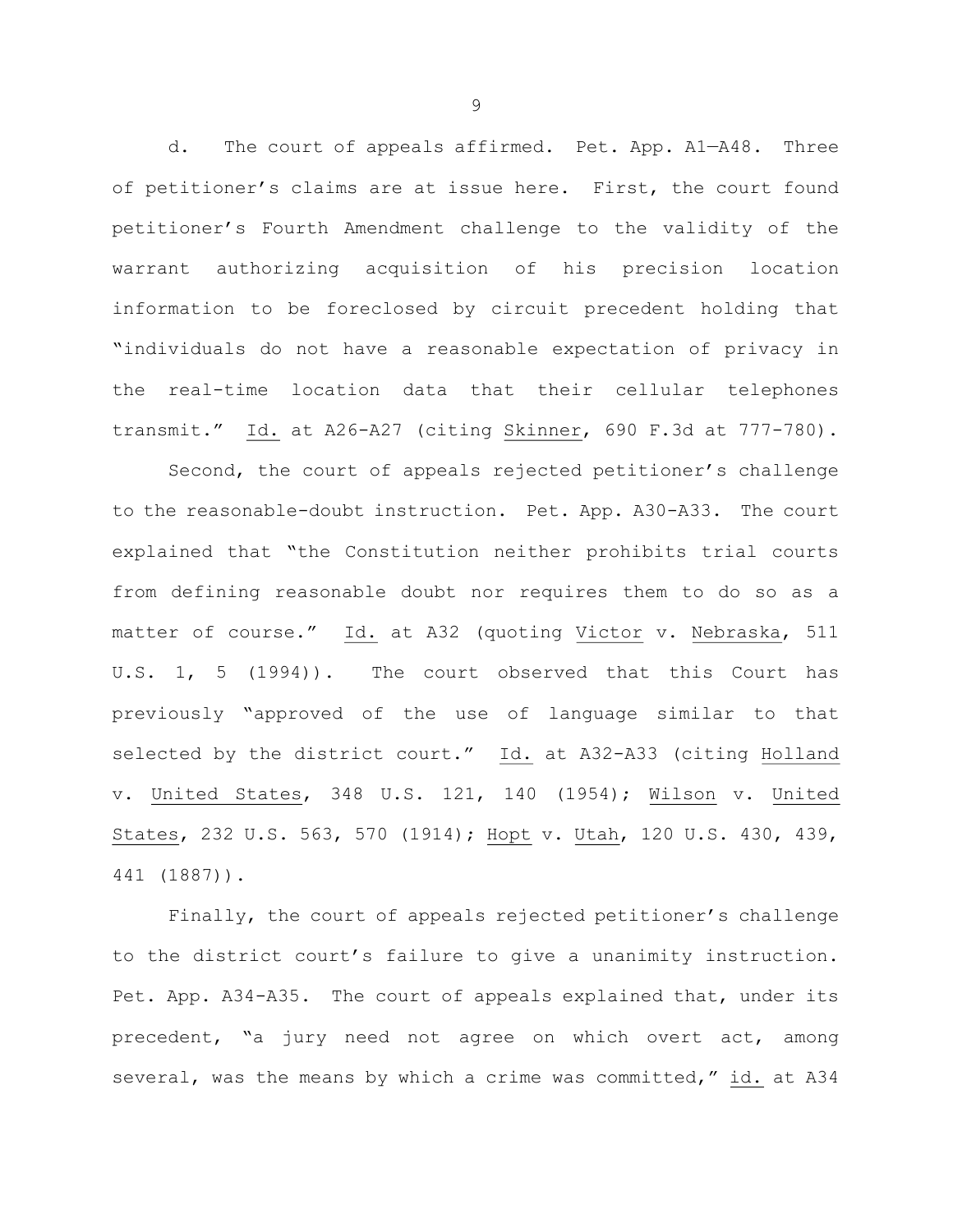d. The court of appeals affirmed. Pet. App. A1—A48. Three of petitioner's claims are at issue here. First, the court found petitioner's Fourth Amendment challenge to the validity of the warrant authorizing acquisition of his precision location information to be foreclosed by circuit precedent holding that "individuals do not have a reasonable expectation of privacy in the real-time location data that their cellular telephones transmit." Id. at A26-A27 (citing Skinner, 690 F.3d at 777-780).

Second, the court of appeals rejected petitioner's challenge to the reasonable-doubt instruction. Pet. App. A30-A33. The court explained that "the Constitution neither prohibits trial courts from defining reasonable doubt nor requires them to do so as a matter of course." Id. at A32 (quoting Victor v. Nebraska, 511 U.S. 1, 5 (1994)). The court observed that this Court has previously "approved of the use of language similar to that selected by the district court." Id. at A32-A33 (citing Holland v. United States, 348 U.S. 121, 140 (1954); Wilson v. United States, 232 U.S. 563, 570 (1914); Hopt v. Utah, 120 U.S. 430, 439, 441 (1887)).

Finally, the court of appeals rejected petitioner's challenge to the district court's failure to give a unanimity instruction. Pet. App. A34-A35. The court of appeals explained that, under its precedent, "a jury need not agree on which overt act, among several, was the means by which a crime was committed," id. at A34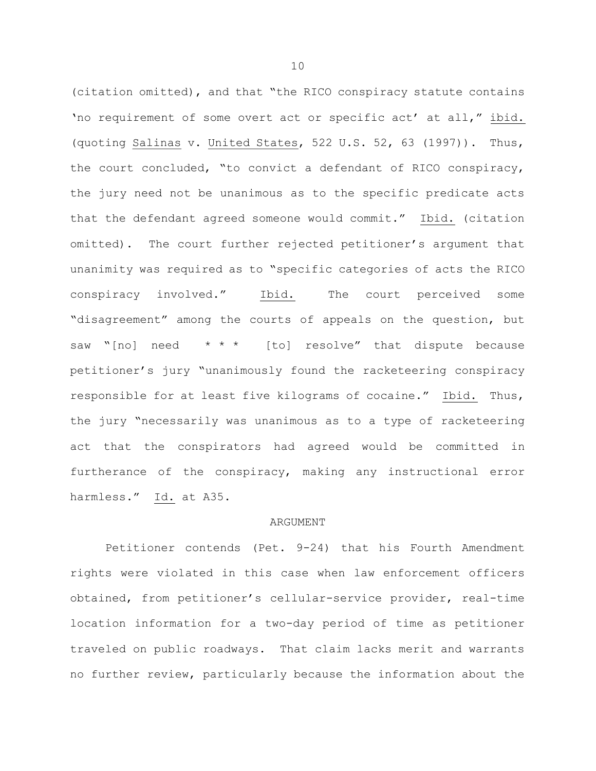(citation omitted), and that "the RICO conspiracy statute contains 'no requirement of some overt act or specific act' at all," ibid. (quoting Salinas v. United States, 522 U.S. 52, 63 (1997)). Thus, the court concluded, "to convict a defendant of RICO conspiracy, the jury need not be unanimous as to the specific predicate acts that the defendant agreed someone would commit." Ibid. (citation omitted). The court further rejected petitioner's argument that unanimity was required as to "specific categories of acts the RICO conspiracy involved." Ibid. The court perceived some "disagreement" among the courts of appeals on the question, but saw "[no] need * * * [to] resolve" that dispute because petitioner's jury "unanimously found the racketeering conspiracy responsible for at least five kilograms of cocaine." Ibid. Thus, the jury "necessarily was unanimous as to a type of racketeering act that the conspirators had agreed would be committed in furtherance of the conspiracy, making any instructional error harmless." Id. at A35.

## ARGUMENT

Petitioner contends (Pet. 9-24) that his Fourth Amendment rights were violated in this case when law enforcement officers obtained, from petitioner's cellular-service provider, real-time location information for a two-day period of time as petitioner traveled on public roadways. That claim lacks merit and warrants no further review, particularly because the information about the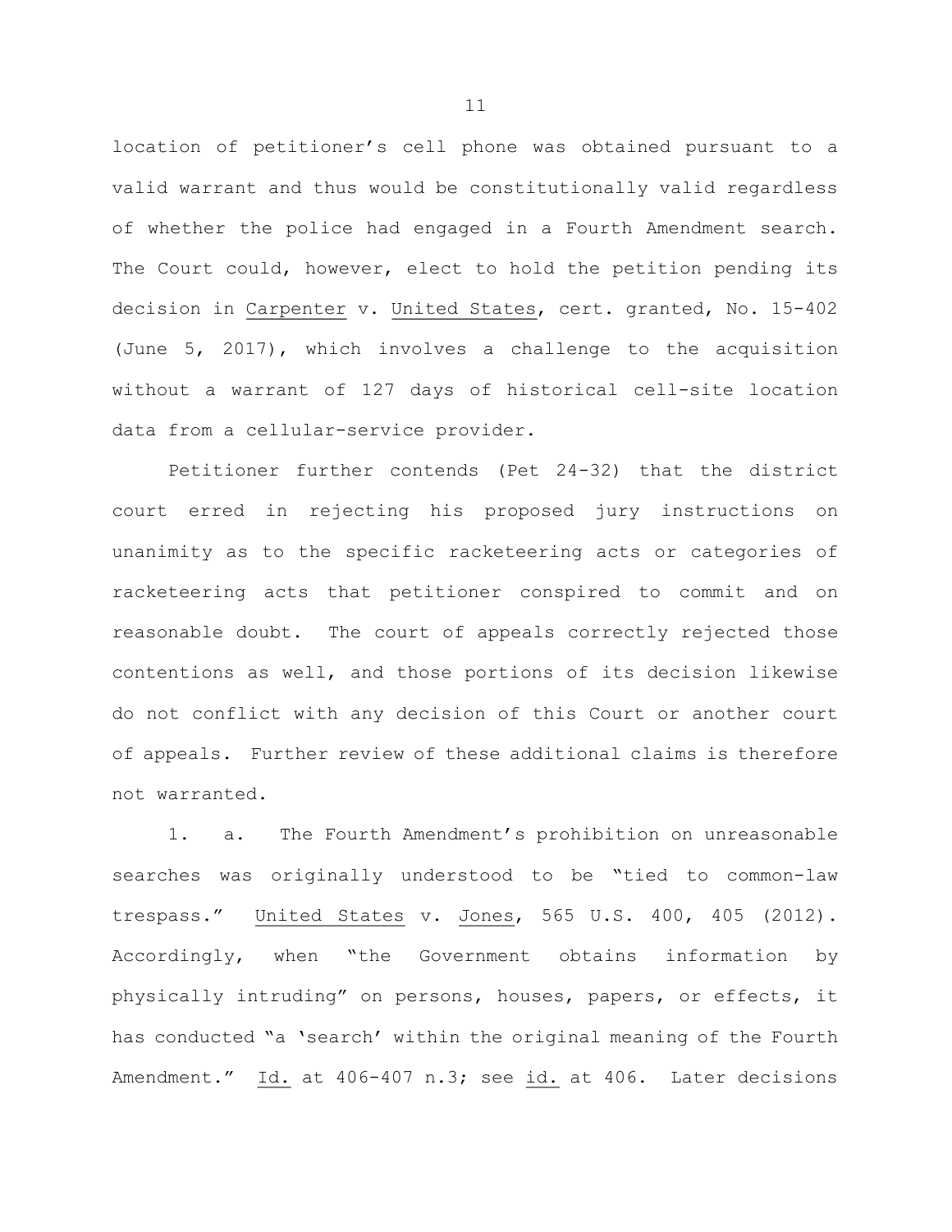location of petitioner's cell phone was obtained pursuant to a valid warrant and thus would be constitutionally valid regardless of whether the police had engaged in a Fourth Amendment search. The Court could, however, elect to hold the petition pending its decision in Carpenter v. United States, cert. granted, No. 15-402 (June 5, 2017), which involves a challenge to the acquisition without a warrant of 127 days of historical cell-site location data from a cellular-service provider.

Petitioner further contends (Pet 24-32) that the district court erred in rejecting his proposed jury instructions on unanimity as to the specific racketeering acts or categories of racketeering acts that petitioner conspired to commit and on reasonable doubt. The court of appeals correctly rejected those contentions as well, and those portions of its decision likewise do not conflict with any decision of this Court or another court of appeals. Further review of these additional claims is therefore not warranted.

1. a. The Fourth Amendment's prohibition on unreasonable searches was originally understood to be "tied to common-law trespass." United States v. Jones, 565 U.S. 400, 405 (2012). Accordingly, when "the Government obtains information by physically intruding" on persons, houses, papers, or effects, it has conducted "a 'search' within the original meaning of the Fourth Amendment." Id. at 406-407 n.3; see id. at 406. Later decisions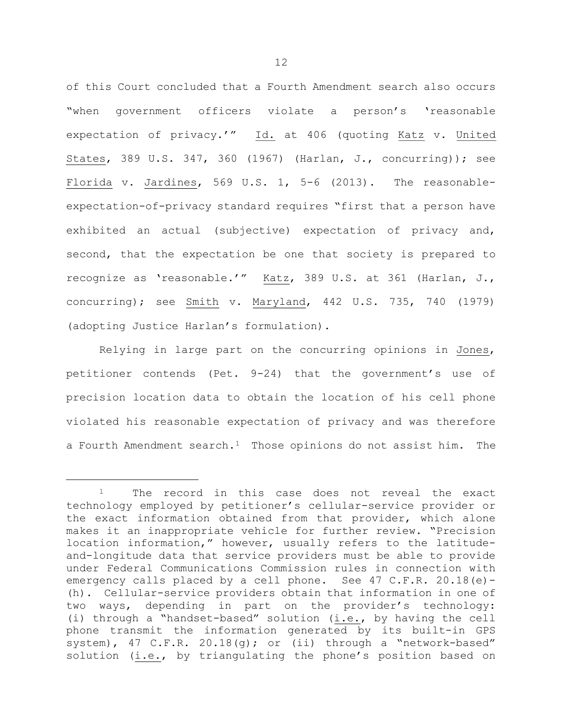of this Court concluded that a Fourth Amendment search also occurs "when government officers violate a person's 'reasonable expectation of privacy.'" Id. at 406 (quoting Katz v. United States, 389 U.S. 347, 360 (1967) (Harlan, J., concurring)); see Florida v. Jardines, 569 U.S. 1, 5-6 (2013). The reasonable-expectation-of-privacy standard requires "first that a person have exhibited an actual (subjective) expectation of privacy and, second, that the expectation be one that society is prepared to recognize as 'reasonable.'" Katz, 389 U.S. at 361 (Harlan, J., concurring); see Smith v. Maryland, 442 U.S. 735, 740 (1979) (adopting Justice Harlan's formulation).

Relying in large part on the concurring opinions in Jones, petitioner contends (Pet. 9-24) that the government's use of precision location data to obtain the location of his cell phone violated his reasonable expectation of privacy and was therefore a Fourth Amendment search.[1] Those opinions do not assist him. The

---

[1] The record in this case does not reveal the exact technology employed by petitioner's cellular-service provider or the exact information obtained from that provider, which alone makes it an inappropriate vehicle for further review. "Precision location information," however, usually refers to the latitude-and-longitude data that service providers must be able to provide under Federal Communications Commission rules in connection with emergency calls placed by a cell phone. See 47 C.F.R. 20.18(e)-(h). Cellular-service providers obtain that information in one of two ways, depending in part on the provider's technology: (i) through a "handset-based" solution (i.e., by having the cell phone transmit the information generated by its built-in GPS system), 47 C.F.R. 20.18(g); or (ii) through a "network-based" solution (i.e., by triangulating the phone's position based on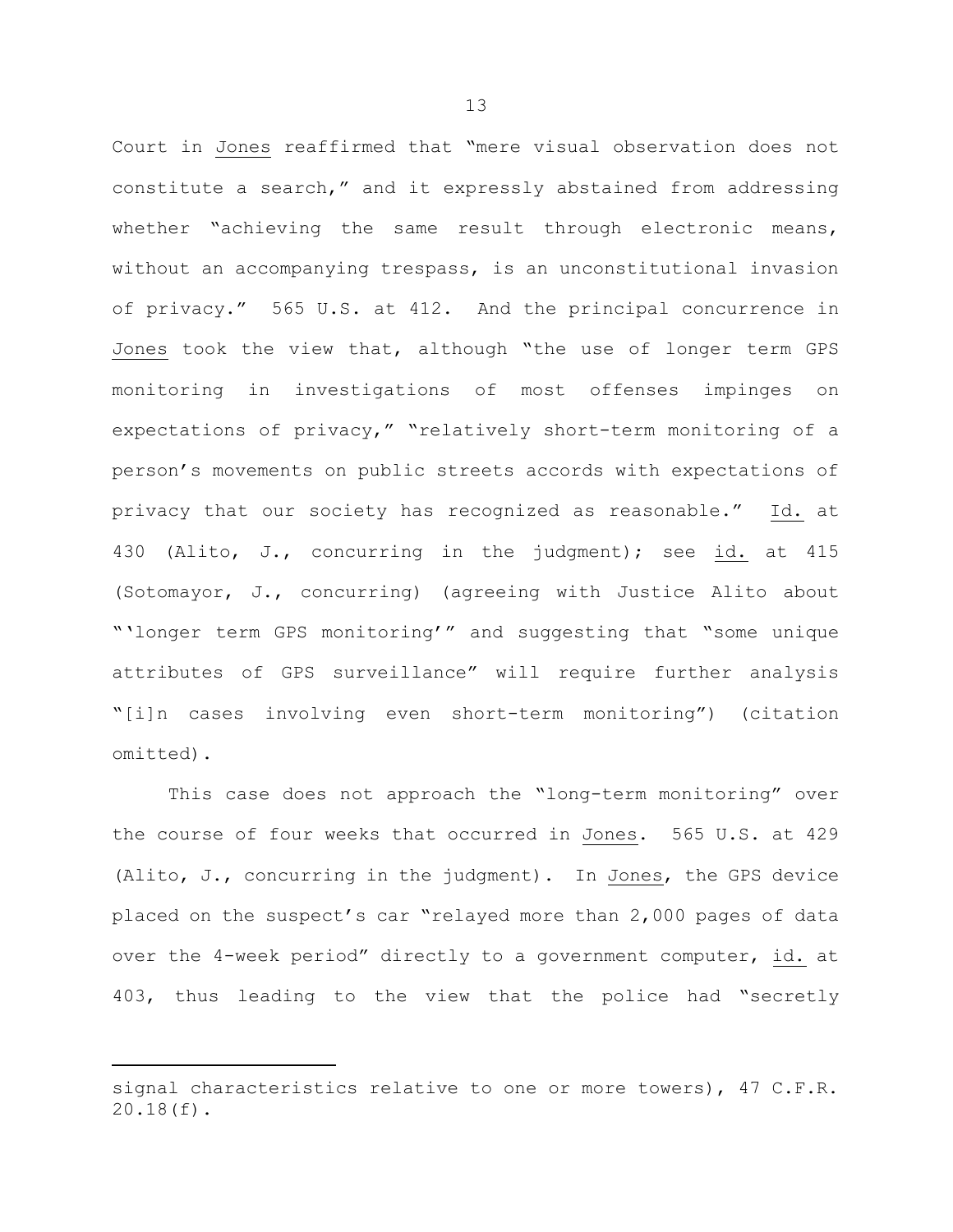Court in Jones reaffirmed that "mere visual observation does not constitute a search," and it expressly abstained from addressing whether "achieving the same result through electronic means, without an accompanying trespass, is an unconstitutional invasion of privacy." 565 U.S. at 412. And the principal concurrence in Jones took the view that, although "the use of longer term GPS monitoring in investigations of most offenses impinges on expectations of privacy," "relatively short-term monitoring of a person's movements on public streets accords with expectations of privacy that our society has recognized as reasonable." Id. at 430 (Alito, J., concurring in the judgment); see id. at 415 (Sotomayor, J., concurring) (agreeing with Justice Alito about "'longer term GPS monitoring'" and suggesting that "some unique attributes of GPS surveillance" will require further analysis "[i]n cases involving even short-term monitoring") (citation omitted).

This case does not approach the "long-term monitoring" over the course of four weeks that occurred in Jones. 565 U.S. at 429 (Alito, J., concurring in the judgment). In Jones, the GPS device placed on the suspect's car "relayed more than 2,000 pages of data over the 4-week period" directly to a government computer, id. at 403, thus leading to the view that the police had "secretly

---

signal characteristics relative to one or more towers), 47 C.F.R. 20.18(f).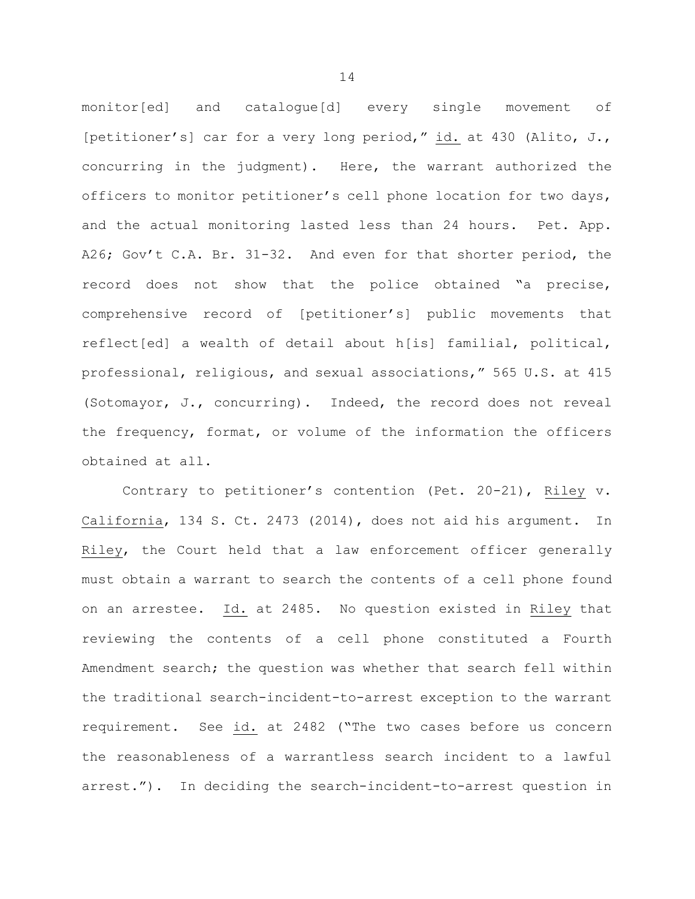monitor[ed] and catalogue[d] every single movement of [petitioner's] car for a very long period," id. at 430 (Alito, J., concurring in the judgment). Here, the warrant authorized the officers to monitor petitioner's cell phone location for two days, and the actual monitoring lasted less than 24 hours. Pet. App. A26; Gov't C.A. Br. 31-32. And even for that shorter period, the record does not show that the police obtained "a precise, comprehensive record of [petitioner's] public movements that reflect[ed] a wealth of detail about h[is] familial, political, professional, religious, and sexual associations," 565 U.S. at 415 (Sotomayor, J., concurring). Indeed, the record does not reveal the frequency, format, or volume of the information the officers obtained at all.

Contrary to petitioner's contention (Pet. 20-21), Riley v. California, 134 S. Ct. 2473 (2014), does not aid his argument. In Riley, the Court held that a law enforcement officer generally must obtain a warrant to search the contents of a cell phone found on an arrestee. Id. at 2485. No question existed in Riley that reviewing the contents of a cell phone constituted a Fourth Amendment search; the question was whether that search fell within the traditional search-incident-to-arrest exception to the warrant requirement. See id. at 2482 ("The two cases before us concern the reasonableness of a warrantless search incident to a lawful arrest."). In deciding the search-incident-to-arrest question in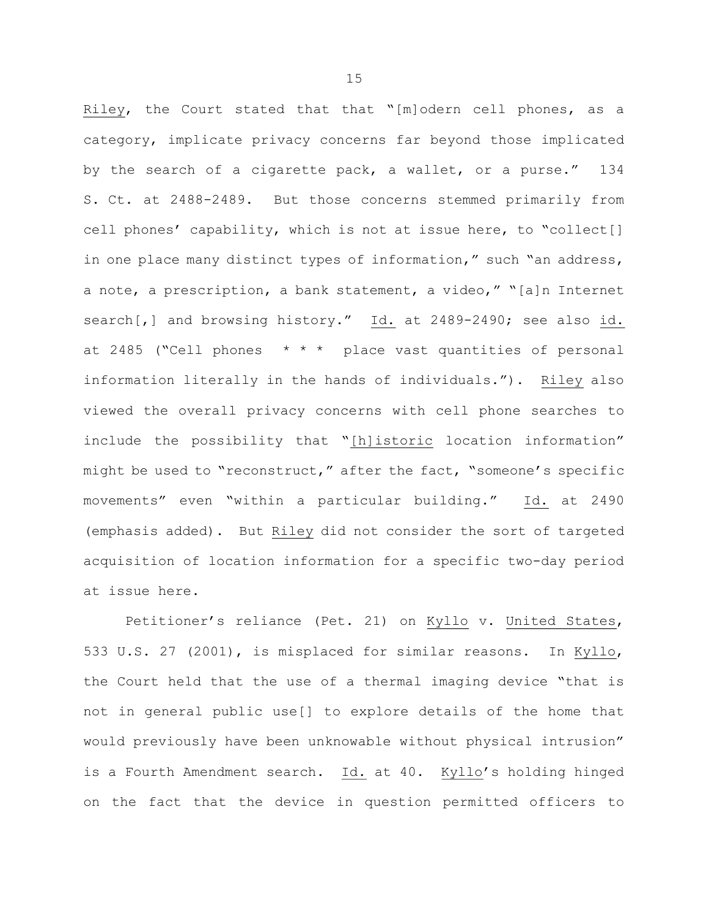Riley, the Court stated that that "[m]odern cell phones, as a category, implicate privacy concerns far beyond those implicated by the search of a cigarette pack, a wallet, or a purse." 134 S. Ct. at 2488-2489. But those concerns stemmed primarily from cell phones' capability, which is not at issue here, to "collect[] in one place many distinct types of information," such "an address, a note, a prescription, a bank statement, a video," "[a]n Internet search[,] and browsing history." Id. at 2489-2490; see also id. at 2485 ("Cell phones * * * place vast quantities of personal information literally in the hands of individuals."). Riley also viewed the overall privacy concerns with cell phone searches to include the possibility that "[h]istoric location information" might be used to "reconstruct," after the fact, "someone's specific movements" even "within a particular building." Id. at 2490 (emphasis added). But Riley did not consider the sort of targeted acquisition of location information for a specific two-day period at issue here.

Petitioner's reliance (Pet. 21) on Kyllo v. United States, 533 U.S. 27 (2001), is misplaced for similar reasons. In Kyllo, the Court held that the use of a thermal imaging device "that is not in general public use[] to explore details of the home that would previously have been unknowable without physical intrusion" is a Fourth Amendment search. Id. at 40. Kyllo's holding hinged on the fact that the device in question permitted officers to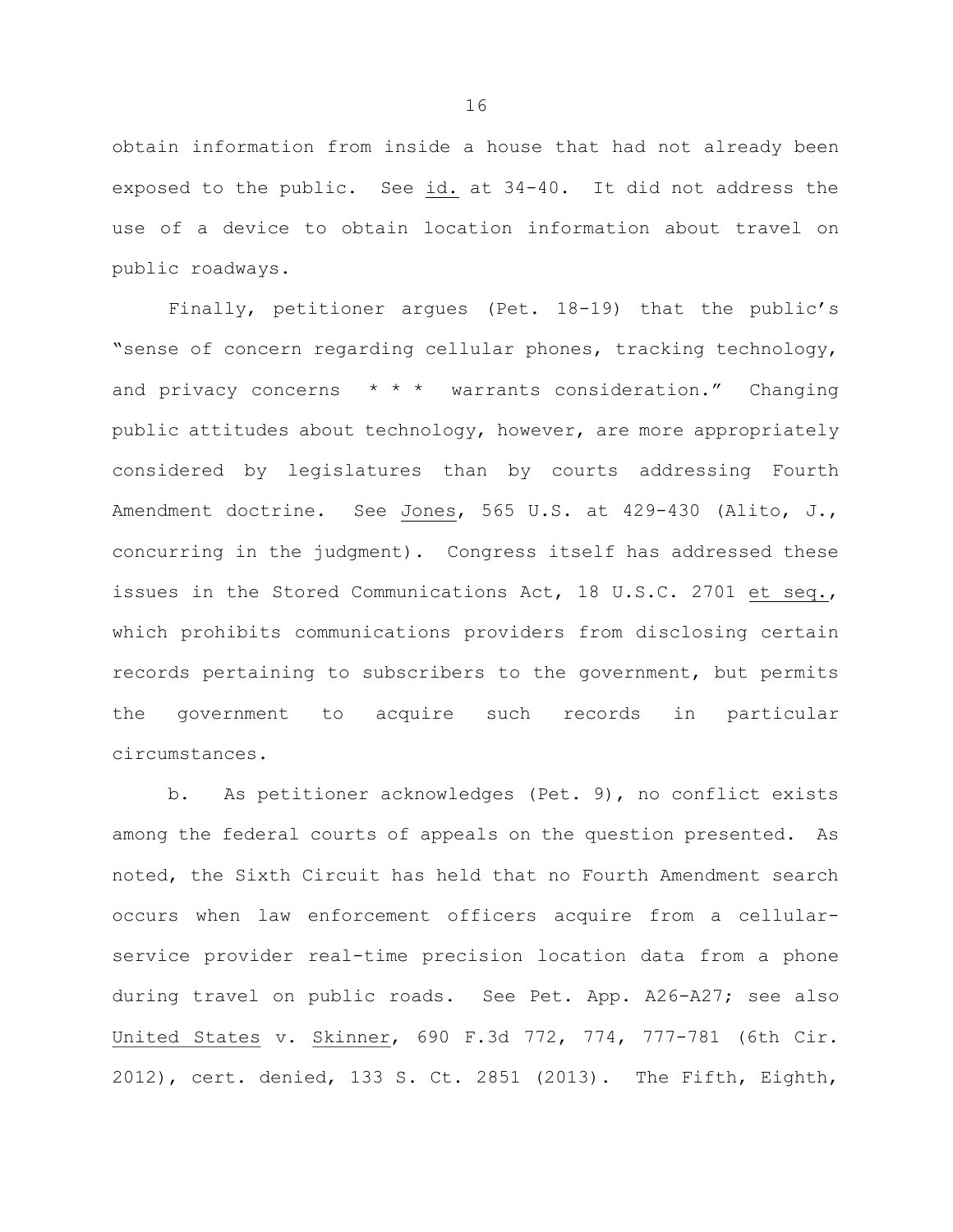obtain information from inside a house that had not already been exposed to the public. See _id._ at 34-40. It did not address the use of a device to obtain location information about travel on public roadways.

Finally, petitioner argues (Pet. 18-19) that the public's "sense of concern regarding cellular phones, tracking technology, and privacy concerns * * * warrants consideration." Changing public attitudes about technology, however, are more appropriately considered by legislatures than by courts addressing Fourth Amendment doctrine. See _Jones_, 565 U.S. at 429-430 (Alito, J., concurring in the judgment). Congress itself has addressed these issues in the Stored Communications Act, 18 U.S.C. 2701 _et seq._, which prohibits communications providers from disclosing certain records pertaining to subscribers to the government, but permits the government to acquire such records in particular circumstances.

b. As petitioner acknowledges (Pet. 9), no conflict exists among the federal courts of appeals on the question presented. As noted, the Sixth Circuit has held that no Fourth Amendment search occurs when law enforcement officers acquire from a cellular-service provider real-time precision location data from a phone during travel on public roads. See Pet. App. A26-A27; see also _United States_ v. _Skinner_, 690 F.3d 772, 774, 777-781 (6th Cir. 2012), cert. denied, 133 S. Ct. 2851 (2013). The Fifth, Eighth,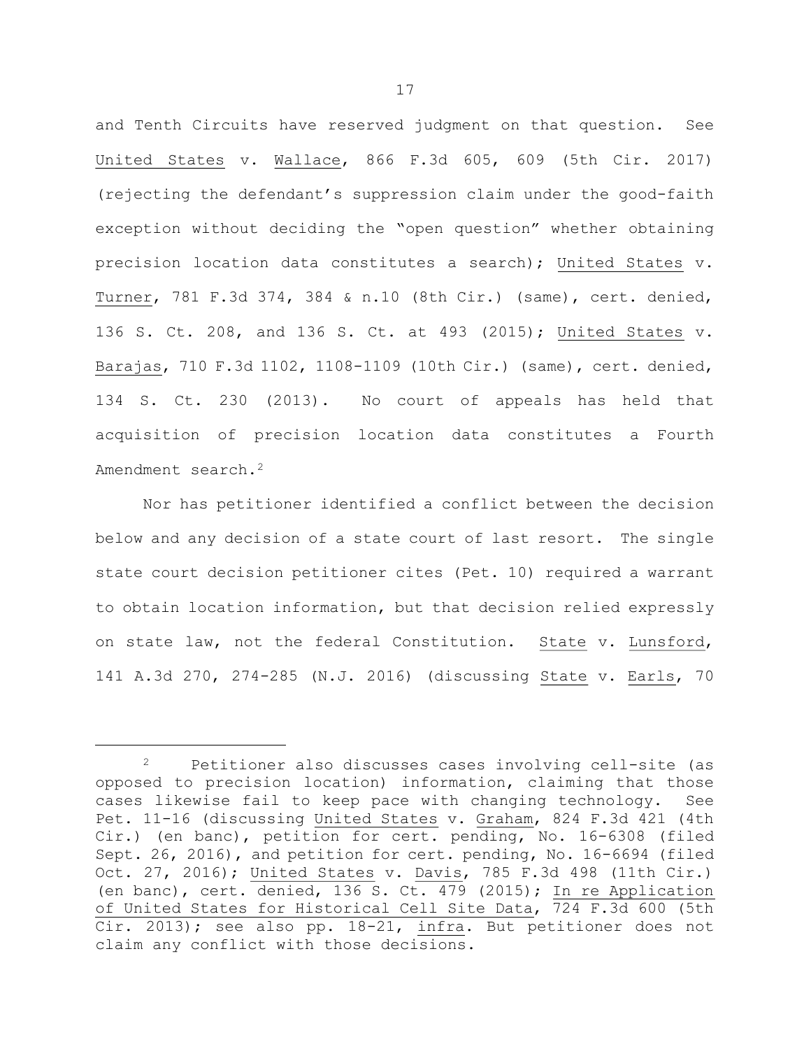and Tenth Circuits have reserved judgment on that question. See United States v. Wallace, 866 F.3d 605, 609 (5th Cir. 2017) (rejecting the defendant's suppression claim under the good-faith exception without deciding the "open question" whether obtaining precision location data constitutes a search); United States v. Turner, 781 F.3d 374, 384 & n.10 (8th Cir.) (same), cert. denied, 136 S. Ct. 208, and 136 S. Ct. at 493 (2015); United States v. Barajas, 710 F.3d 1102, 1108-1109 (10th Cir.) (same), cert. denied, 134 S. Ct. 230 (2013). No court of appeals has held that acquisition of precision location data constitutes a Fourth Amendment search.[2]

Nor has petitioner identified a conflict between the decision below and any decision of a state court of last resort. The single state court decision petitioner cites (Pet. 10) required a warrant to obtain location information, but that decision relied expressly on state law, not the federal Constitution. State v. Lunsford, 141 A.3d 270, 274-285 (N.J. 2016) (discussing State v. Earls, 70

---

[2] Petitioner also discusses cases involving cell-site (as opposed to precision location) information, claiming that those cases likewise fail to keep pace with changing technology. See Pet. 11-16 (discussing United States v. Graham, 824 F.3d 421 (4th Cir.) (en banc), petition for cert. pending, No. 16-6308 (filed Sept. 26, 2016), and petition for cert. pending, No. 16-6694 (filed Oct. 27, 2016); United States v. Davis, 785 F.3d 498 (11th Cir.) (en banc), cert. denied, 136 S. Ct. 479 (2015); In re Application of United States for Historical Cell Site Data, 724 F.3d 600 (5th Cir. 2013); see also pp. 18-21, infra. But petitioner does not claim any conflict with those decisions.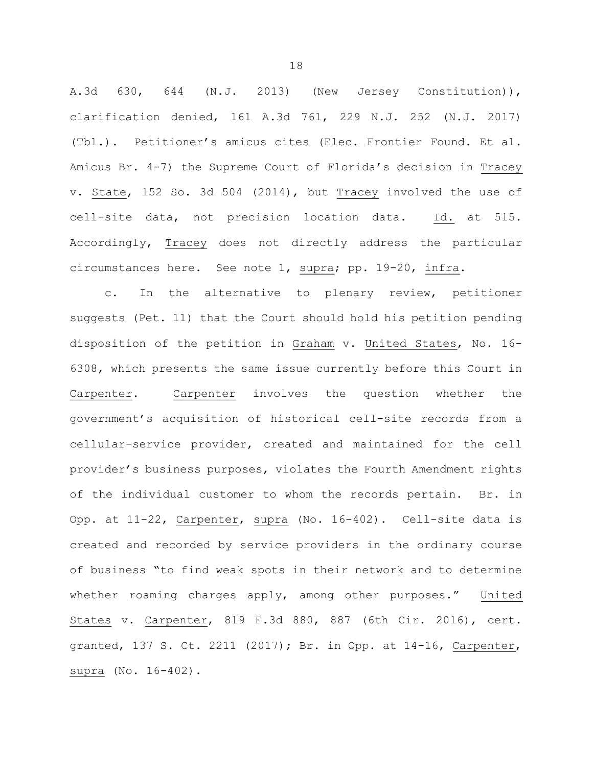A.3d 630, 644 (N.J. 2013) (New Jersey Constitution)), clarification denied, 161 A.3d 761, 229 N.J. 252 (N.J. 2017) (Tbl.). Petitioner's amicus cites (Elec. Frontier Found. Et al. Amicus Br. 4-7) the Supreme Court of Florida's decision in Tracey v. State, 152 So. 3d 504 (2014), but Tracey involved the use of cell-site data, not precision location data. Id. at 515. Accordingly, Tracey does not directly address the particular circumstances here. See note 1, supra; pp. 19-20, infra.

c. In the alternative to plenary review, petitioner suggests (Pet. 11) that the Court should hold his petition pending disposition of the petition in Graham v. United States, No. 16-6308, which presents the same issue currently before this Court in Carpenter. Carpenter involves the question whether the government's acquisition of historical cell-site records from a cellular-service provider, created and maintained for the cell provider's business purposes, violates the Fourth Amendment rights of the individual customer to whom the records pertain. Br. in Opp. at 11-22, Carpenter, supra (No. 16-402). Cell-site data is created and recorded by service providers in the ordinary course of business "to find weak spots in their network and to determine whether roaming charges apply, among other purposes." United States v. Carpenter, 819 F.3d 880, 887 (6th Cir. 2016), cert. granted, 137 S. Ct. 2211 (2017); Br. in Opp. at 14-16, Carpenter, supra (No. 16-402).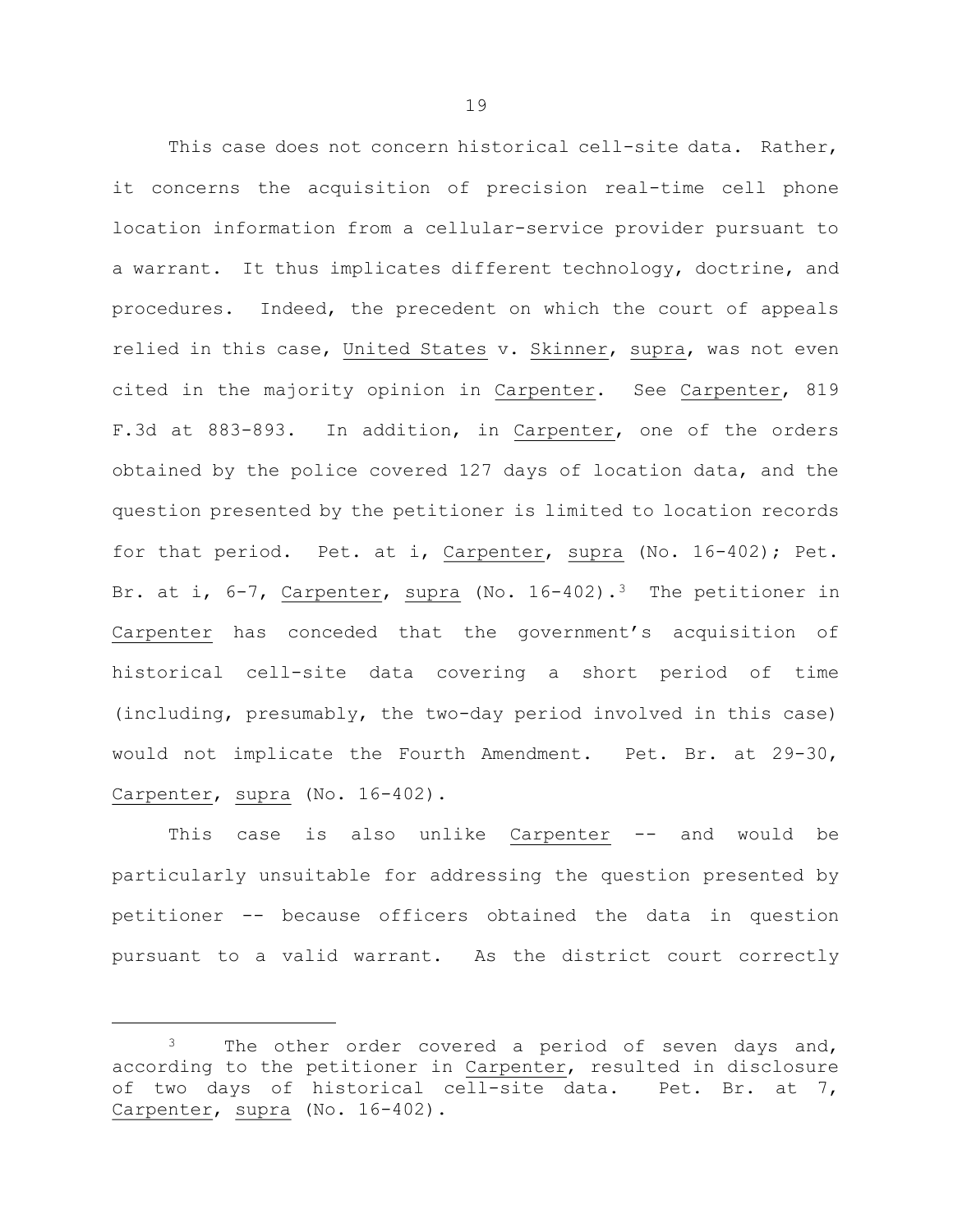This case does not concern historical cell-site data. Rather, it concerns the acquisition of precision real-time cell phone location information from a cellular-service provider pursuant to a warrant. It thus implicates different technology, doctrine, and procedures. Indeed, the precedent on which the court of appeals relied in this case, United States v. Skinner, supra, was not even cited in the majority opinion in Carpenter. See Carpenter, 819 F.3d at 883-893. In addition, in Carpenter, one of the orders obtained by the police covered 127 days of location data, and the question presented by the petitioner is limited to location records for that period. Pet. at i, Carpenter, supra (No. 16-402); Pet. Br. at i, 6-7, Carpenter, supra (No. 16-402).[3] The petitioner in Carpenter has conceded that the government's acquisition of historical cell-site data covering a short period of time (including, presumably, the two-day period involved in this case) would not implicate the Fourth Amendment. Pet. Br. at 29-30, Carpenter, supra (No. 16-402).

This case is also unlike Carpenter -- and would be particularly unsuitable for addressing the question presented by petitioner -- because officers obtained the data in question pursuant to a valid warrant. As the district court correctly

---

[3] The other order covered a period of seven days and, according to the petitioner in Carpenter, resulted in disclosure of two days of historical cell-site data. Pet. Br. at 7, Carpenter, supra (No. 16-402).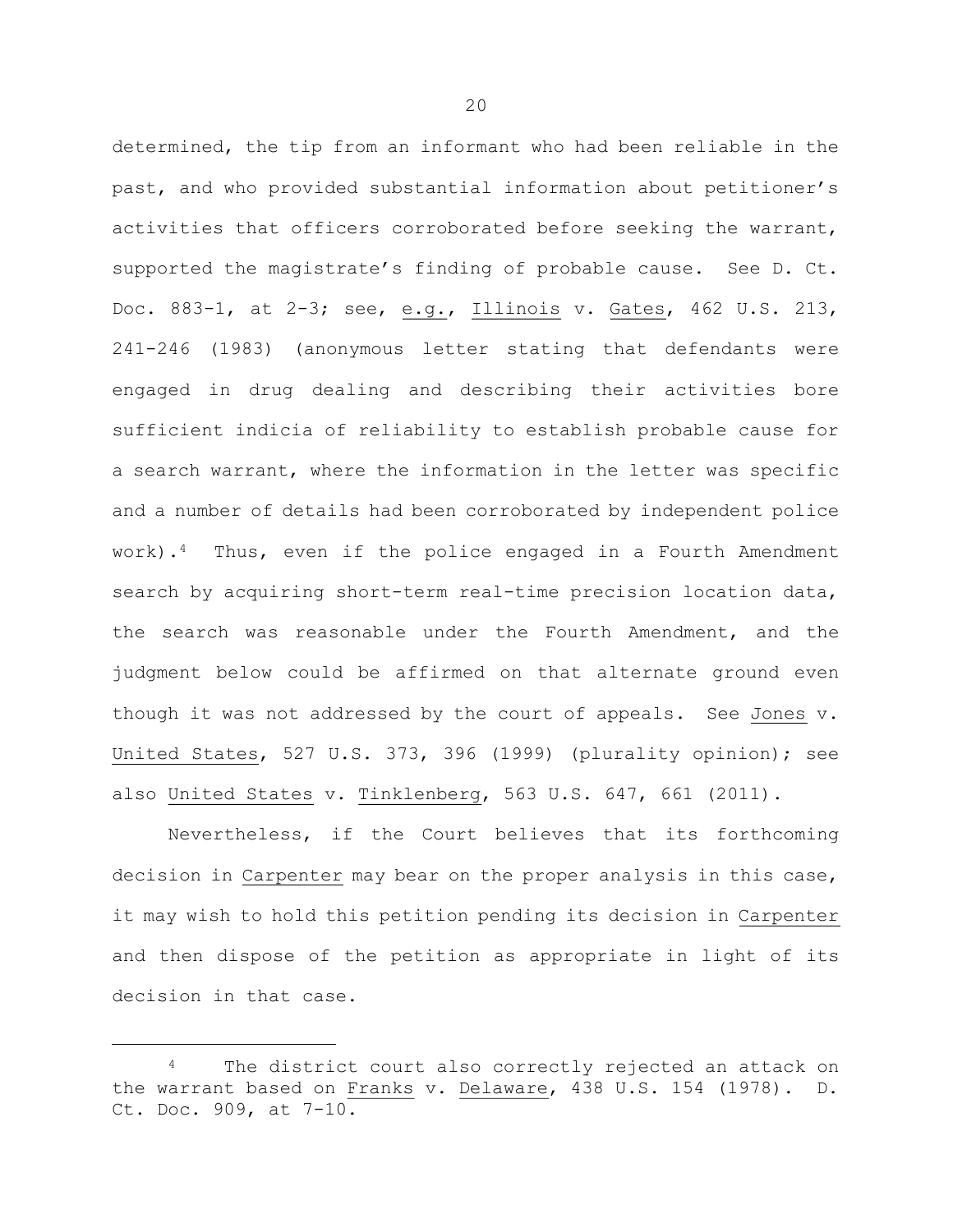determined, the tip from an informant who had been reliable in the past, and who provided substantial information about petitioner's activities that officers corroborated before seeking the warrant, supported the magistrate's finding of probable cause. See D. Ct. Doc. 883-1, at 2-3; see, e.g., Illinois v. Gates, 462 U.S. 213, 241-246 (1983) (anonymous letter stating that defendants were engaged in drug dealing and describing their activities bore sufficient indicia of reliability to establish probable cause for a search warrant, where the information in the letter was specific and a number of details had been corroborated by independent police work).[4] Thus, even if the police engaged in a Fourth Amendment search by acquiring short-term real-time precision location data, the search was reasonable under the Fourth Amendment, and the judgment below could be affirmed on that alternate ground even though it was not addressed by the court of appeals. See Jones v. United States, 527 U.S. 373, 396 (1999) (plurality opinion); see also United States v. Tinklenberg, 563 U.S. 647, 661 (2011).

Nevertheless, if the Court believes that its forthcoming decision in Carpenter may bear on the proper analysis in this case, it may wish to hold this petition pending its decision in Carpenter and then dispose of the petition as appropriate in light of its decision in that case.

---

[4] The district court also correctly rejected an attack on the warrant based on Franks v. Delaware, 438 U.S. 154 (1978). D. Ct. Doc. 909, at 7-10.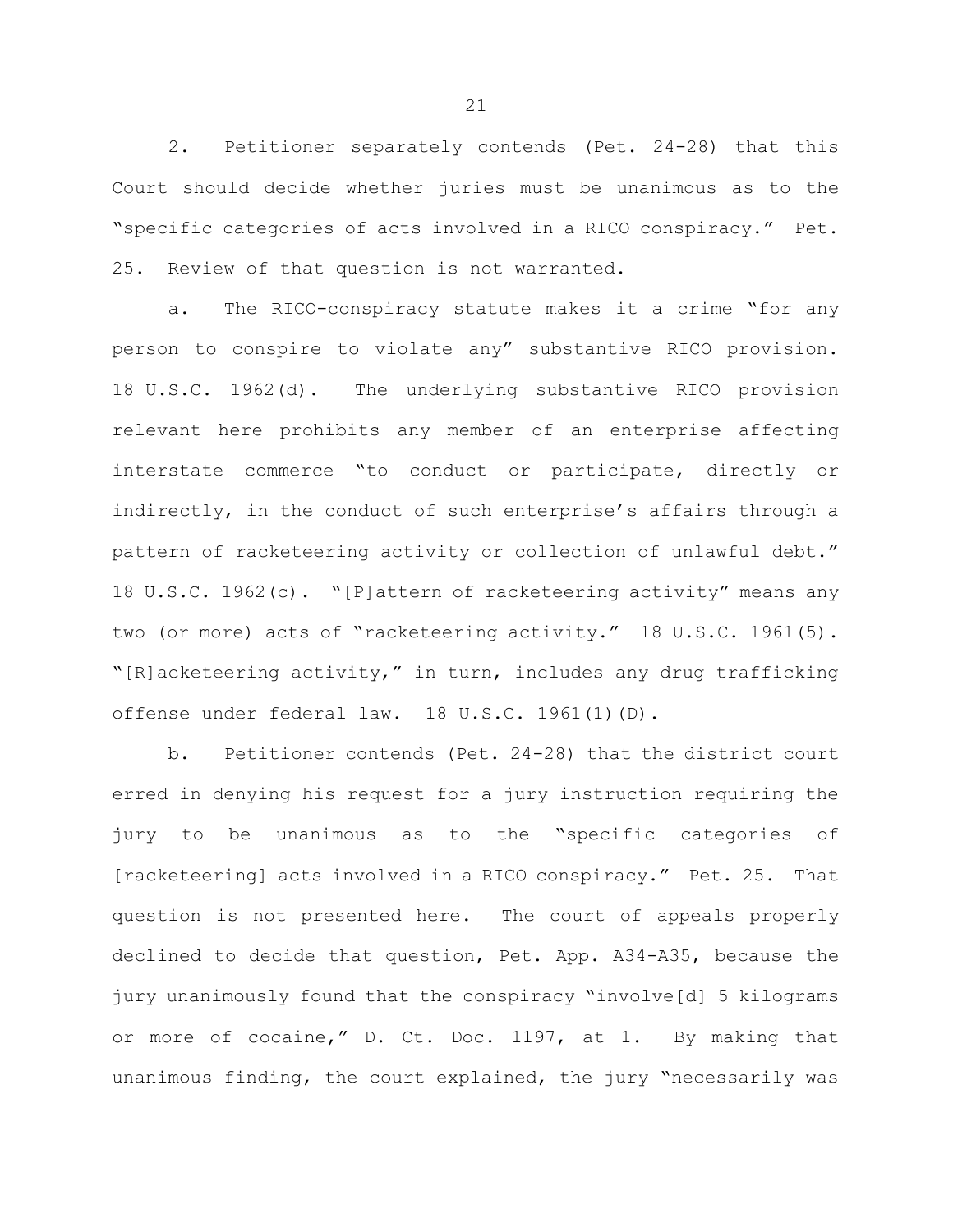2. Petitioner separately contends (Pet. 24-28) that this Court should decide whether juries must be unanimous as to the "specific categories of acts involved in a RICO conspiracy." Pet. 25. Review of that question is not warranted.

a. The RICO-conspiracy statute makes it a crime "for any person to conspire to violate any" substantive RICO provision. 18 U.S.C. 1962(d). The underlying substantive RICO provision relevant here prohibits any member of an enterprise affecting interstate commerce "to conduct or participate, directly or indirectly, in the conduct of such enterprise's affairs through a pattern of racketeering activity or collection of unlawful debt." 18 U.S.C. 1962(c). "[P]attern of racketeering activity" means any two (or more) acts of "racketeering activity." 18 U.S.C. 1961(5). "[R]acketeering activity," in turn, includes any drug trafficking offense under federal law. 18 U.S.C. 1961(1)(D).

b. Petitioner contends (Pet. 24-28) that the district court erred in denying his request for a jury instruction requiring the jury to be unanimous as to the "specific categories of [racketeering] acts involved in a RICO conspiracy." Pet. 25. That question is not presented here. The court of appeals properly declined to decide that question, Pet. App. A34-A35, because the jury unanimously found that the conspiracy "involve[d] 5 kilograms or more of cocaine," D. Ct. Doc. 1197, at 1. By making that unanimous finding, the court explained, the jury "necessarily was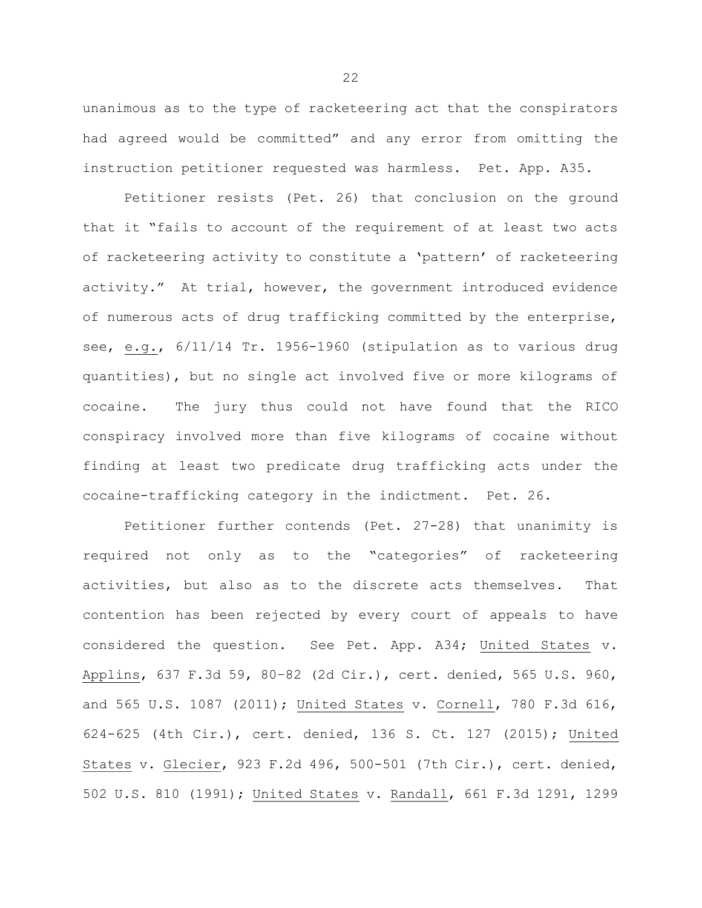unanimous as to the type of racketeering act that the conspirators had agreed would be committed" and any error from omitting the instruction petitioner requested was harmless. Pet. App. A35.

Petitioner resists (Pet. 26) that conclusion on the ground that it "fails to account of the requirement of at least two acts of racketeering activity to constitute a 'pattern' of racketeering activity." At trial, however, the government introduced evidence of numerous acts of drug trafficking committed by the enterprise, see, e.g., 6/11/14 Tr. 1956-1960 (stipulation as to various drug quantities), but no single act involved five or more kilograms of cocaine. The jury thus could not have found that the RICO conspiracy involved more than five kilograms of cocaine without finding at least two predicate drug trafficking acts under the cocaine-trafficking category in the indictment. Pet. 26.

Petitioner further contends (Pet. 27-28) that unanimity is required not only as to the "categories" of racketeering activities, but also as to the discrete acts themselves. That contention has been rejected by every court of appeals to have considered the question. See Pet. App. A34; United States v. Applins, 637 F.3d 59, 80–82 (2d Cir.), cert. denied, 565 U.S. 960, and 565 U.S. 1087 (2011); United States v. Cornell, 780 F.3d 616, 624-625 (4th Cir.), cert. denied, 136 S. Ct. 127 (2015); United States v. Glecier, 923 F.2d 496, 500-501 (7th Cir.), cert. denied, 502 U.S. 810 (1991); United States v. Randall, 661 F.3d 1291, 1299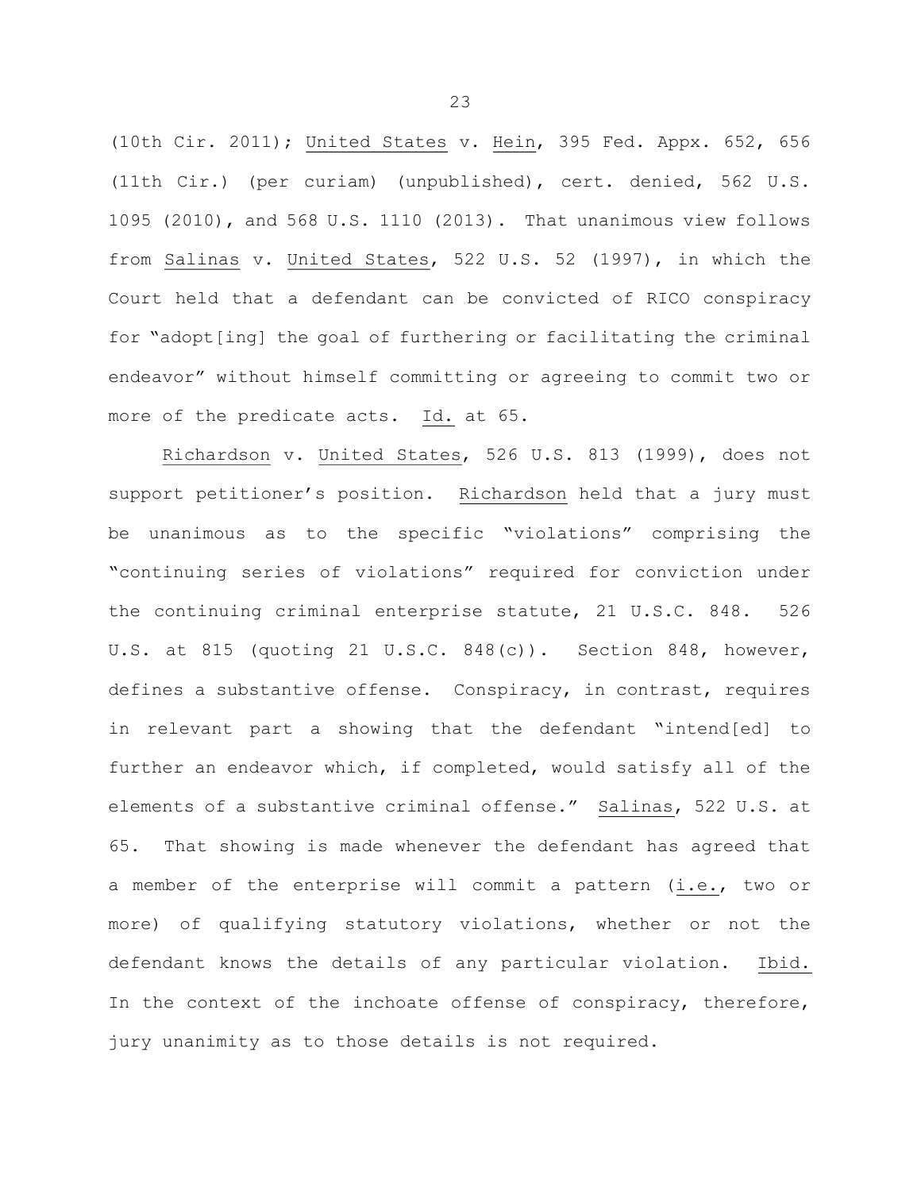(10th Cir. 2011); United States v. Hein, 395 Fed. Appx. 652, 656 (11th Cir.) (per curiam) (unpublished), cert. denied, 562 U.S. 1095 (2010), and 568 U.S. 1110 (2013). That unanimous view follows from Salinas v. United States, 522 U.S. 52 (1997), in which the Court held that a defendant can be convicted of RICO conspiracy for "adopt[ing] the goal of furthering or facilitating the criminal endeavor" without himself committing or agreeing to commit two or more of the predicate acts. Id. at 65.

Richardson v. United States, 526 U.S. 813 (1999), does not support petitioner's position. Richardson held that a jury must be unanimous as to the specific "violations" comprising the "continuing series of violations" required for conviction under the continuing criminal enterprise statute, 21 U.S.C. 848. 526 U.S. at 815 (quoting 21 U.S.C. 848(c)). Section 848, however, defines a substantive offense. Conspiracy, in contrast, requires in relevant part a showing that the defendant "intend[ed] to further an endeavor which, if completed, would satisfy all of the elements of a substantive criminal offense." Salinas, 522 U.S. at 65. That showing is made whenever the defendant has agreed that a member of the enterprise will commit a pattern (i.e., two or more) of qualifying statutory violations, whether or not the defendant knows the details of any particular violation. Ibid. In the context of the inchoate offense of conspiracy, therefore, jury unanimity as to those details is not required.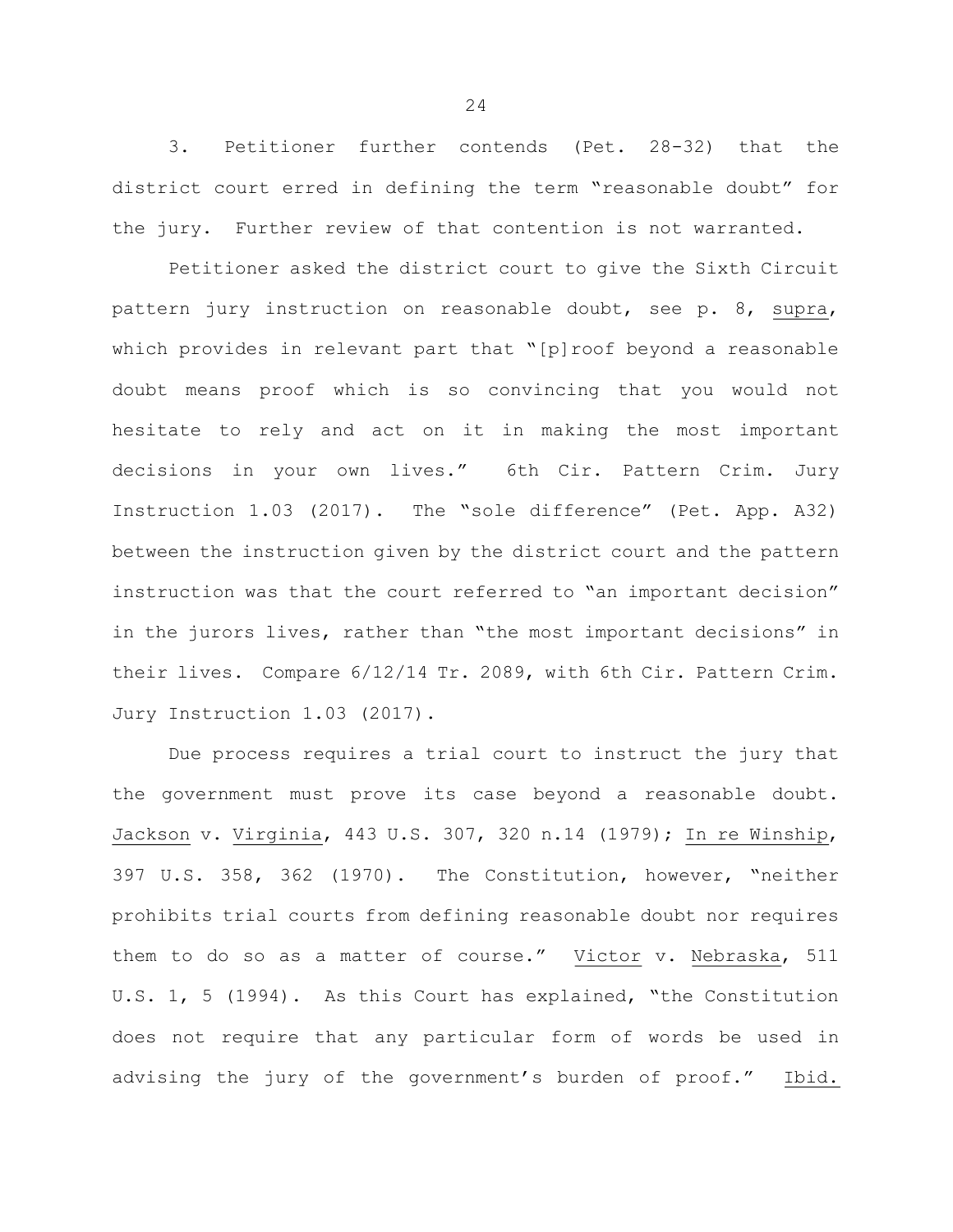3. Petitioner further contends (Pet. 28-32) that the district court erred in defining the term "reasonable doubt" for the jury. Further review of that contention is not warranted.

Petitioner asked the district court to give the Sixth Circuit pattern jury instruction on reasonable doubt, see p. 8, supra, which provides in relevant part that "[p]roof beyond a reasonable doubt means proof which is so convincing that you would not hesitate to rely and act on it in making the most important decisions in your own lives." 6th Cir. Pattern Crim. Jury Instruction 1.03 (2017). The "sole difference" (Pet. App. A32) between the instruction given by the district court and the pattern instruction was that the court referred to "an important decision" in the jurors lives, rather than "the most important decisions" in their lives. Compare 6/12/14 Tr. 2089, with 6th Cir. Pattern Crim. Jury Instruction 1.03 (2017).

Due process requires a trial court to instruct the jury that the government must prove its case beyond a reasonable doubt. Jackson v. Virginia, 443 U.S. 307, 320 n.14 (1979); In re Winship, 397 U.S. 358, 362 (1970). The Constitution, however, "neither prohibits trial courts from defining reasonable doubt nor requires them to do so as a matter of course." Victor v. Nebraska, 511 U.S. 1, 5 (1994). As this Court has explained, "the Constitution does not require that any particular form of words be used in advising the jury of the government's burden of proof." Ibid.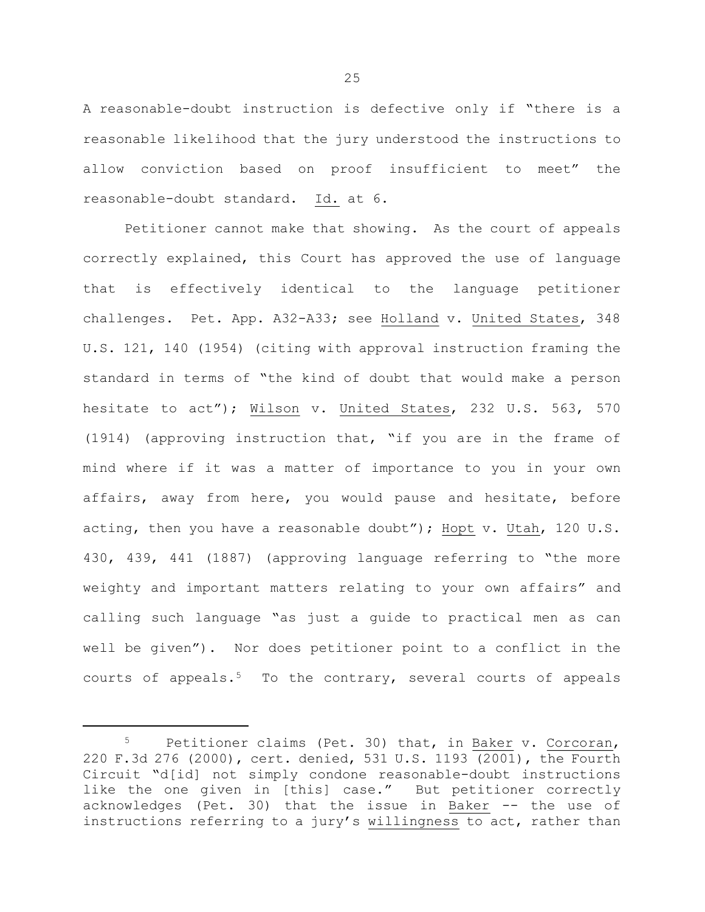A reasonable-doubt instruction is defective only if "there is a reasonable likelihood that the jury understood the instructions to allow conviction based on proof insufficient to meet" the reasonable-doubt standard. Id. at 6.

Petitioner cannot make that showing. As the court of appeals correctly explained, this Court has approved the use of language that is effectively identical to the language petitioner challenges. Pet. App. A32-A33; see Holland v. United States, 348 U.S. 121, 140 (1954) (citing with approval instruction framing the standard in terms of "the kind of doubt that would make a person hesitate to act"); Wilson v. United States, 232 U.S. 563, 570 (1914) (approving instruction that, "if you are in the frame of mind where if it was a matter of importance to you in your own affairs, away from here, you would pause and hesitate, before acting, then you have a reasonable doubt"); Hopt v. Utah, 120 U.S. 430, 439, 441 (1887) (approving language referring to "the more weighty and important matters relating to your own affairs" and calling such language "as just a guide to practical men as can well be given"). Nor does petitioner point to a conflict in the courts of appeals.[5] To the contrary, several courts of appeals

---

[5] Petitioner claims (Pet. 30) that, in Baker v. Corcoran, 220 F.3d 276 (2000), cert. denied, 531 U.S. 1193 (2001), the Fourth Circuit "d[id] not simply condone reasonable-doubt instructions like the one given in [this] case." But petitioner correctly acknowledges (Pet. 30) that the issue in Baker -- the use of instructions referring to a jury's willingness to act, rather than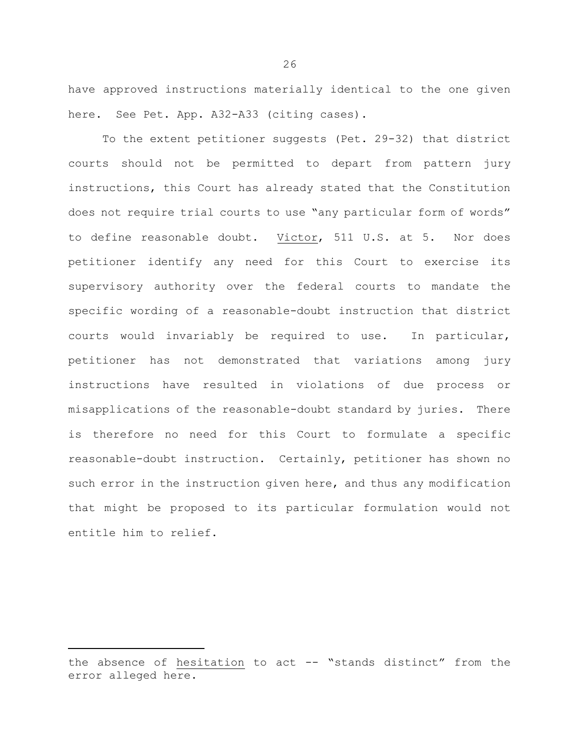have approved instructions materially identical to the one given here. See Pet. App. A32-A33 (citing cases).

To the extent petitioner suggests (Pet. 29-32) that district courts should not be permitted to depart from pattern jury instructions, this Court has already stated that the Constitution does not require trial courts to use "any particular form of words" to define reasonable doubt. Victor, 511 U.S. at 5. Nor does petitioner identify any need for this Court to exercise its supervisory authority over the federal courts to mandate the specific wording of a reasonable-doubt instruction that district courts would invariably be required to use. In particular, petitioner has not demonstrated that variations among jury instructions have resulted in violations of due process or misapplications of the reasonable-doubt standard by juries. There is therefore no need for this Court to formulate a specific reasonable-doubt instruction. Certainly, petitioner has shown no such error in the instruction given here, and thus any modification that might be proposed to its particular formulation would not entitle him to relief.

---

the absence of hesitation to act -- "stands distinct" from the error alleged here.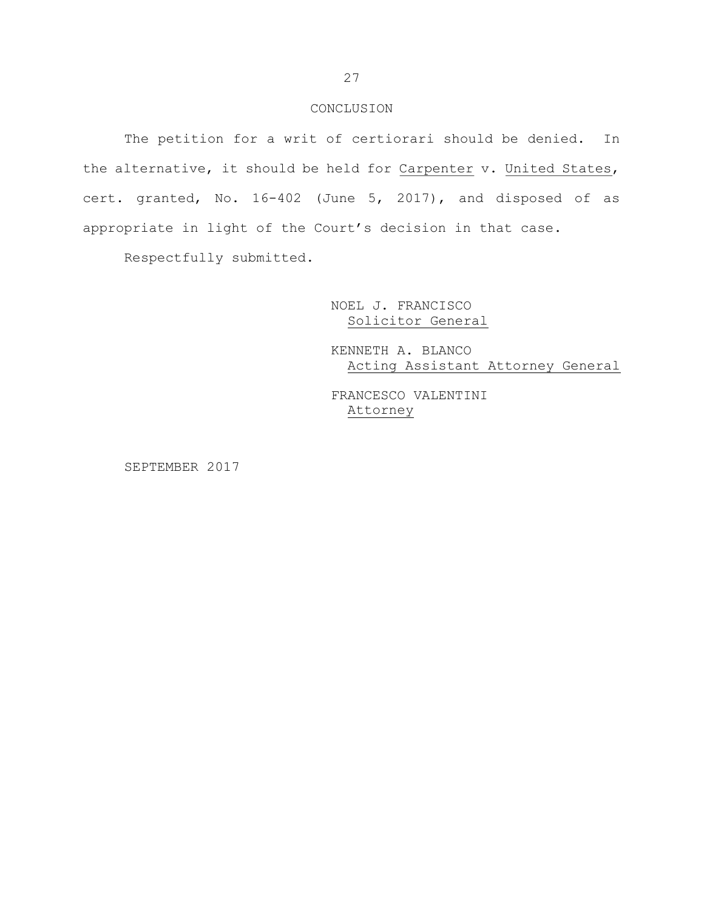## CONCLUSION

The petition for a writ of certiorari should be denied. In the alternative, it should be held for _Carpenter_ v. _United States_, cert. granted, No. 16-402 (June 5, 2017), and disposed of as appropriate in light of the Court's decision in that case.

Respectfully submitted.

NOEL J. FRANCISCO
_Solicitor General_

KENNETH A. BLANCO
_Acting Assistant Attorney General_

FRANCESCO VALENTINI
_Attorney_

SEPTEMBER 2017